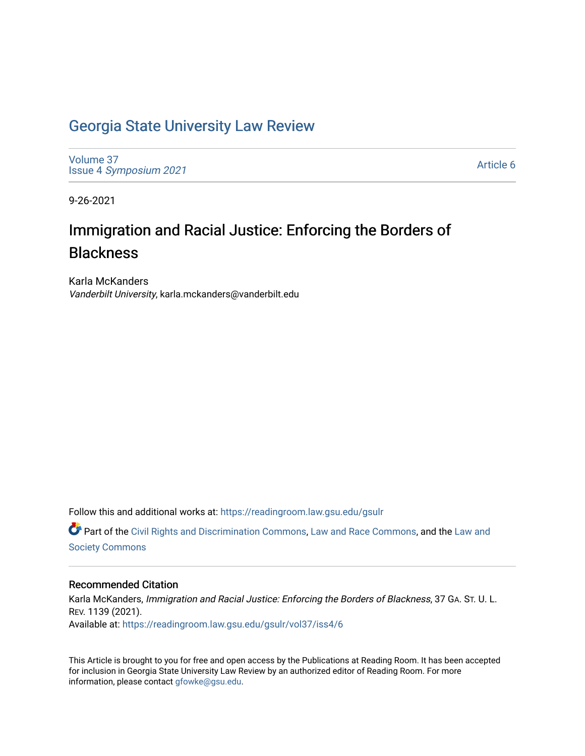# Georgia State University Law Review

Volume 37
Issue 4 *Symposium 2021*

Article 6

9-26-2021

## Immigration and Racial Justice: Enforcing the Borders of Blackness

Karla McKanders
*Vanderbilt University*, karla.mckanders@vanderbilt.edu

Follow this and additional works at: https://readingroom.law.gsu.edu/gsulr

Part of the Civil Rights and Discrimination Commons, Law and Race Commons, and the Law and Society Commons

### Recommended Citation

Karla McKanders, *Immigration and Racial Justice: Enforcing the Borders of Blackness*, 37 GA. ST. U. L. REV. 1139 (2021).
Available at: https://readingroom.law.gsu.edu/gsulr/vol37/iss4/6

This Article is brought to you for free and open access by the Publications at Reading Room. It has been accepted for inclusion in Georgia State University Law Review by an authorized editor of Reading Room. For more information, please contact gfowke@gsu.edu.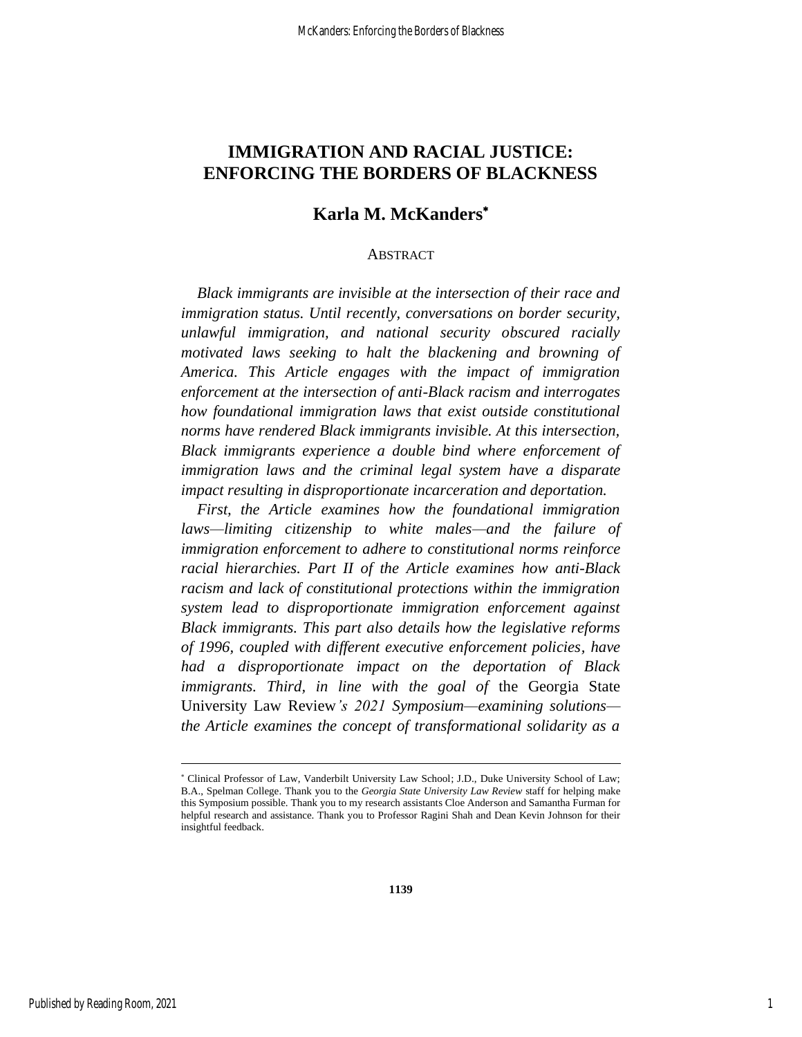# IMMIGRATION AND RACIAL JUSTICE: ENFORCING THE BORDERS OF BLACKNESS

## Karla M. McKanders*

ABSTRACT

*Black immigrants are invisible at the intersection of their race and immigration status. Until recently, conversations on border security, unlawful immigration, and national security obscured racially motivated laws seeking to halt the blackening and browning of America. This Article engages with the impact of immigration enforcement at the intersection of anti-Black racism and interrogates how foundational immigration laws that exist outside constitutional norms have rendered Black immigrants invisible. At this intersection, Black immigrants experience a double bind where enforcement of immigration laws and the criminal legal system have a disparate impact resulting in disproportionate incarceration and deportation.*

*First, the Article examines how the foundational immigration laws—limiting citizenship to white males—and the failure of immigration enforcement to adhere to constitutional norms reinforce racial hierarchies. Part II of the Article examines how anti-Black racism and lack of constitutional protections within the immigration system lead to disproportionate immigration enforcement against Black immigrants. This part also details how the legislative reforms of 1996, coupled with different executive enforcement policies, have had a disproportionate impact on the deportation of Black immigrants. Third, in line with the goal of* the Georgia State University Law Review*'s 2021 Symposium—examining solutions—the Article examines the concept of transformational solidarity as a*

---

\* Clinical Professor of Law, Vanderbilt University Law School; J.D., Duke University School of Law; B.A., Spelman College. Thank you to the *Georgia State University Law Review* staff for helping make this Symposium possible. Thank you to my research assistants Cloe Anderson and Samantha Furman for helpful research and assistance. Thank you to Professor Ragini Shah and Dean Kevin Johnson for their insightful feedback.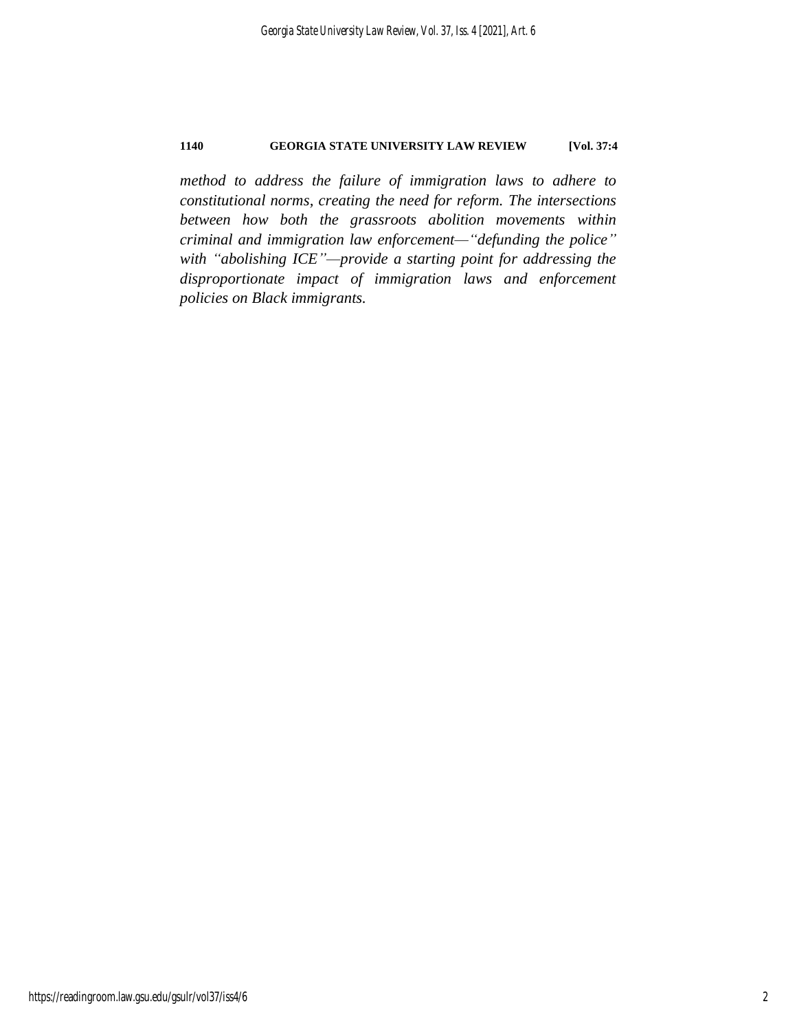*method to address the failure of immigration laws to adhere to constitutional norms, creating the need for reform. The intersections between how both the grassroots abolition movements within criminal and immigration law enforcement—"defunding the police" with "abolishing ICE"—provide a starting point for addressing the disproportionate impact of immigration laws and enforcement policies on Black immigrants.*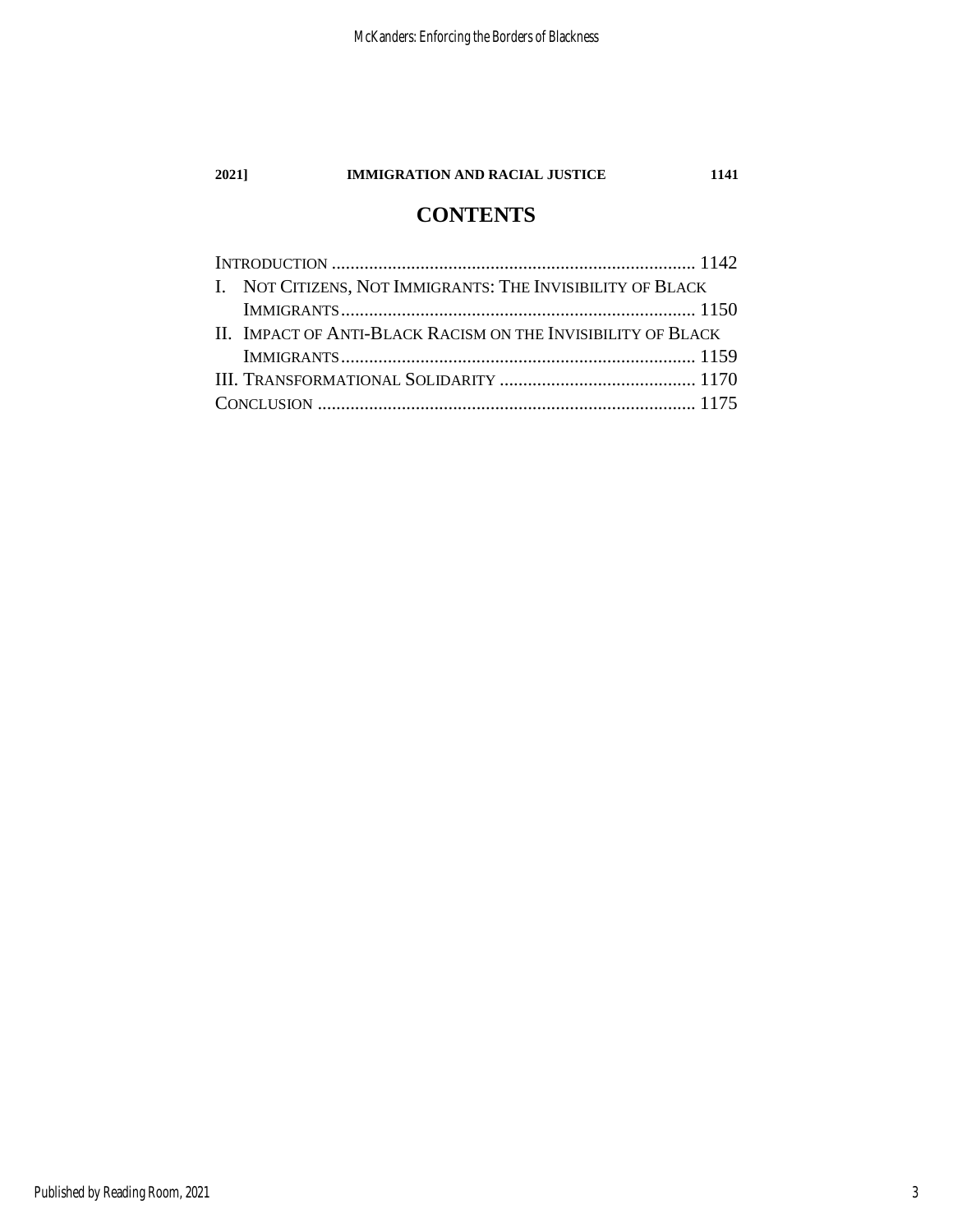# CONTENTS

INTRODUCTION ............................................................................ 1142

I. NOT CITIZENS, NOT IMMIGRANTS: THE INVISIBILITY OF BLACK IMMIGRANTS ........................................................................... 1150

II. IMPACT OF ANTI-BLACK RACISM ON THE INVISIBILITY OF BLACK IMMIGRANTS ........................................................................... 1159

III. TRANSFORMATIONAL SOLIDARITY .......................................... 1170

CONCLUSION ................................................................................ 1175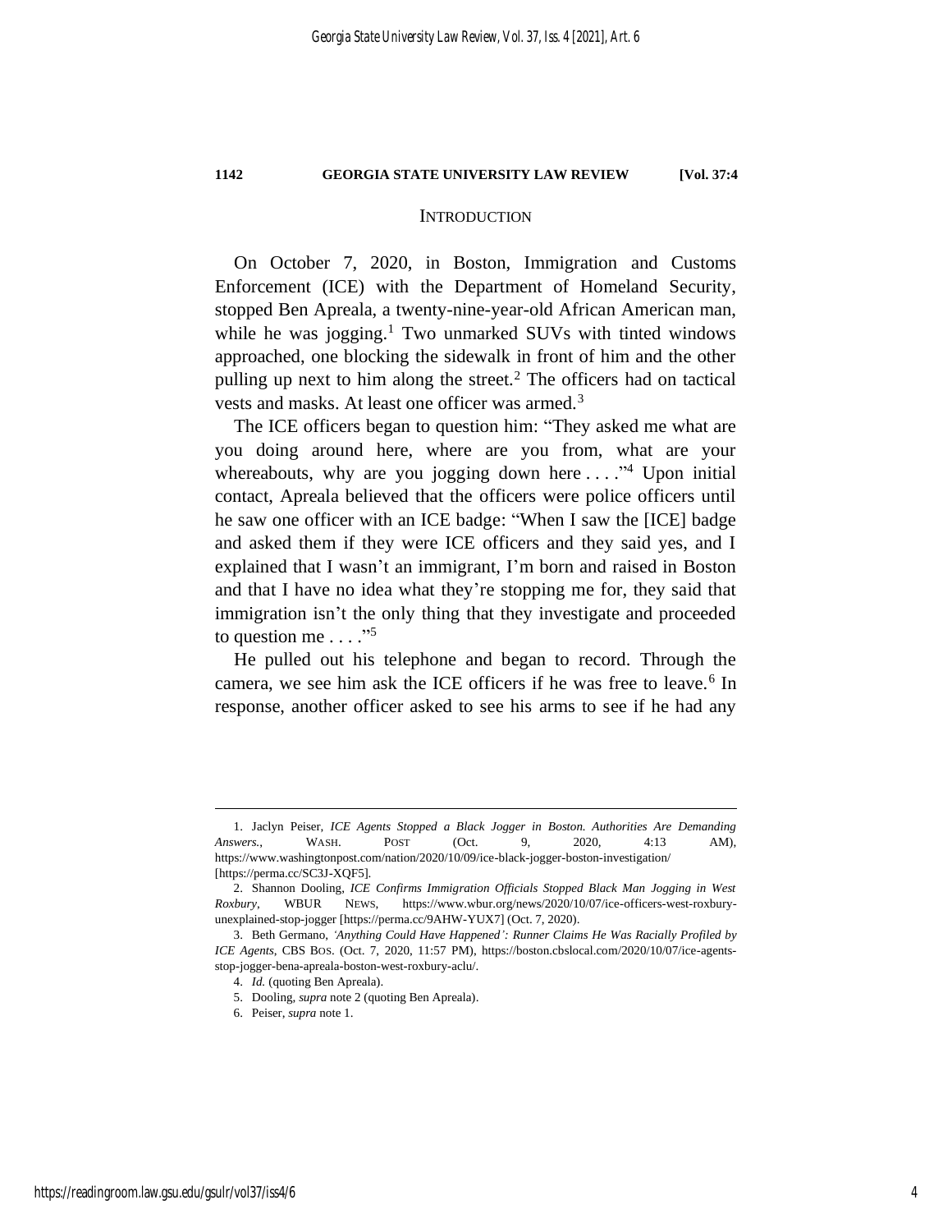## INTRODUCTION

On October 7, 2020, in Boston, Immigration and Customs Enforcement (ICE) with the Department of Homeland Security, stopped Ben Apreala, a twenty-nine-year-old African American man, while he was jogging.[1] Two unmarked SUVs with tinted windows approached, one blocking the sidewalk in front of him and the other pulling up next to him along the street.[2] The officers had on tactical vests and masks. At least one officer was armed.[3]

The ICE officers began to question him: "They asked me what are you doing around here, where are you from, what are your whereabouts, why are you jogging down here . . . ."[4] Upon initial contact, Apreala believed that the officers were police officers until he saw one officer with an ICE badge: "When I saw the [ICE] badge and asked them if they were ICE officers and they said yes, and I explained that I wasn't an immigrant, I'm born and raised in Boston and that I have no idea what they're stopping me for, they said that immigration isn't the only thing that they investigate and proceeded to question me . . . ."[5]

He pulled out his telephone and began to record. Through the camera, we see him ask the ICE officers if he was free to leave.[6] In response, another officer asked to see his arms to see if he had any

---

1. Jaclyn Peiser, *ICE Agents Stopped a Black Jogger in Boston. Authorities Are Demanding Answers.*, WASH. POST (Oct. 9, 2020, 4:13 AM), https://www.washingtonpost.com/nation/2020/10/09/ice-black-jogger-boston-investigation/ [https://perma.cc/SC3J-XQF5].

2. Shannon Dooling, *ICE Confirms Immigration Officials Stopped Black Man Jogging in West Roxbury*, WBUR NEWS, https://www.wbur.org/news/2020/10/07/ice-officers-west-roxbury-unexplained-stop-jogger [https://perma.cc/9AHW-YUX7] (Oct. 7, 2020).

3. Beth Germano, *'Anything Could Have Happened': Runner Claims He Was Racially Profiled by ICE Agents*, CBS BOS. (Oct. 7, 2020, 11:57 PM), https://boston.cbslocal.com/2020/10/07/ice-agents-stop-jogger-bena-apreala-boston-west-roxbury-aclu/.

4. *Id.* (quoting Ben Apreala).

5. Dooling, *supra* note 2 (quoting Ben Apreala).

6. Peiser, *supra* note 1.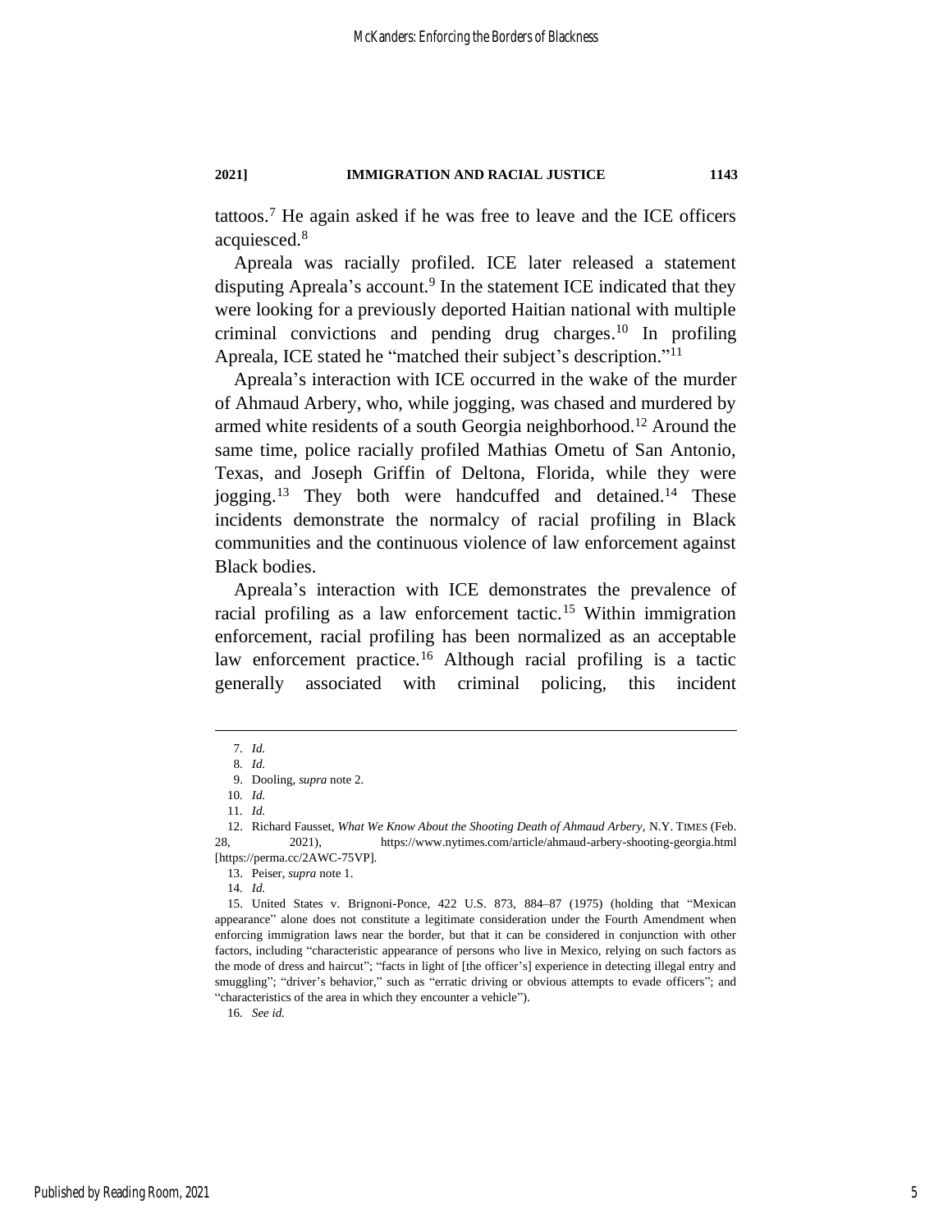tattoos.[7] He again asked if he was free to leave and the ICE officers acquiesced.[8]

Apreala was racially profiled. ICE later released a statement disputing Apreala's account.[9] In the statement ICE indicated that they were looking for a previously deported Haitian national with multiple criminal convictions and pending drug charges.[10] In profiling Apreala, ICE stated he "matched their subject's description."[11]

Apreala's interaction with ICE occurred in the wake of the murder of Ahmaud Arbery, who, while jogging, was chased and murdered by armed white residents of a south Georgia neighborhood.[12] Around the same time, police racially profiled Mathias Ometu of San Antonio, Texas, and Joseph Griffin of Deltona, Florida, while they were jogging.[13] They both were handcuffed and detained.[14] These incidents demonstrate the normalcy of racial profiling in Black communities and the continuous violence of law enforcement against Black bodies.

Apreala's interaction with ICE demonstrates the prevalence of racial profiling as a law enforcement tactic.[15] Within immigration enforcement, racial profiling has been normalized as an acceptable law enforcement practice.[16] Although racial profiling is a tactic generally associated with criminal policing, this incident

---

7. *Id.*

8. *Id.*

9. Dooling, *supra* note 2.

10. *Id.*

11. *Id.*

12. Richard Fausset, *What We Know About the Shooting Death of Ahmaud Arbery*, N.Y. TIMES (Feb. 28, 2021), https://www.nytimes.com/article/ahmaud-arbery-shooting-georgia.html [https://perma.cc/2AWC-75VP].

13. Peiser, *supra* note 1.

14. *Id.*

15. United States v. Brignoni-Ponce, 422 U.S. 873, 884–87 (1975) (holding that "Mexican appearance" alone does not constitute a legitimate consideration under the Fourth Amendment when enforcing immigration laws near the border, but that it can be considered in conjunction with other factors, including "characteristic appearance of persons who live in Mexico, relying on such factors as the mode of dress and haircut"; "facts in light of [the officer's] experience in detecting illegal entry and smuggling"; "driver's behavior," such as "erratic driving or obvious attempts to evade officers"; and "characteristics of the area in which they encounter a vehicle").

16. *See id.*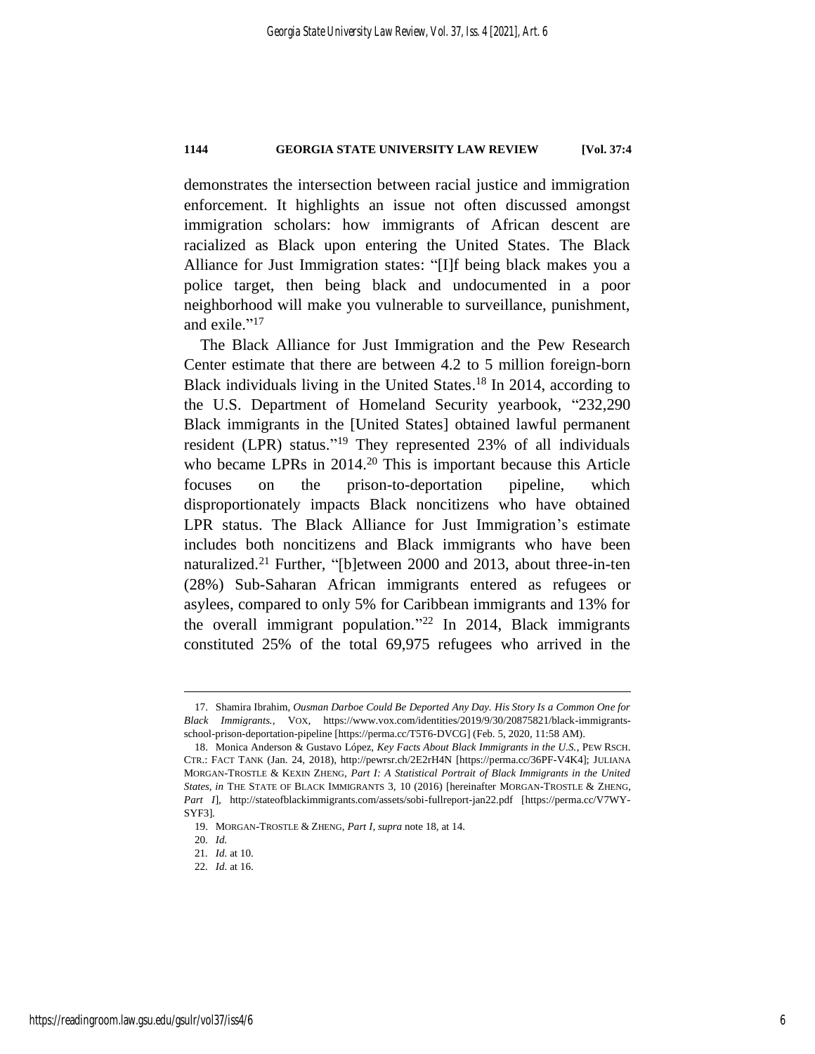demonstrates the intersection between racial justice and immigration enforcement. It highlights an issue not often discussed amongst immigration scholars: how immigrants of African descent are racialized as Black upon entering the United States. The Black Alliance for Just Immigration states: "[I]f being black makes you a police target, then being black and undocumented in a poor neighborhood will make you vulnerable to surveillance, punishment, and exile."[17]

The Black Alliance for Just Immigration and the Pew Research Center estimate that there are between 4.2 to 5 million foreign-born Black individuals living in the United States.[18] In 2014, according to the U.S. Department of Homeland Security yearbook, "232,290 Black immigrants in the [United States] obtained lawful permanent resident (LPR) status."[19] They represented 23% of all individuals who became LPRs in 2014.[20] This is important because this Article focuses on the prison-to-deportation pipeline, which disproportionately impacts Black noncitizens who have obtained LPR status. The Black Alliance for Just Immigration's estimate includes both noncitizens and Black immigrants who have been naturalized.[21] Further, "[b]etween 2000 and 2013, about three-in-ten (28%) Sub-Saharan African immigrants entered as refugees or asylees, compared to only 5% for Caribbean immigrants and 13% for the overall immigrant population."[22] In 2014, Black immigrants constituted 25% of the total 69,975 refugees who arrived in the

---

17. Shamira Ibrahim, *Ousman Darboe Could Be Deported Any Day. His Story Is a Common One for Black Immigrants.*, VOX, https://www.vox.com/identities/2019/9/30/20875821/black-immigrants-school-prison-deportation-pipeline [https://perma.cc/T5T6-DVCG] (Feb. 5, 2020, 11:58 AM).

18. Monica Anderson & Gustavo López, *Key Facts About Black Immigrants in the U.S.*, PEW RSCH. CTR.: FACT TANK (Jan. 24, 2018), http://pewrsr.ch/2E2rH4N [https://perma.cc/36PF-V4K4]; JULIANA MORGAN-TROSTLE & KEXIN ZHENG, *Part I: A Statistical Portrait of Black Immigrants in the United States*, *in* THE STATE OF BLACK IMMIGRANTS 3, 10 (2016) [hereinafter MORGAN-TROSTLE & ZHENG, *Part I*], http://stateofblackimmigrants.com/assets/sobi-fullreport-jan22.pdf [https://perma.cc/V7WY-SYF3].

19. MORGAN-TROSTLE & ZHENG, *Part I*, *supra* note 18, at 14.

20. *Id.*

21. *Id.* at 10.

22. *Id.* at 16.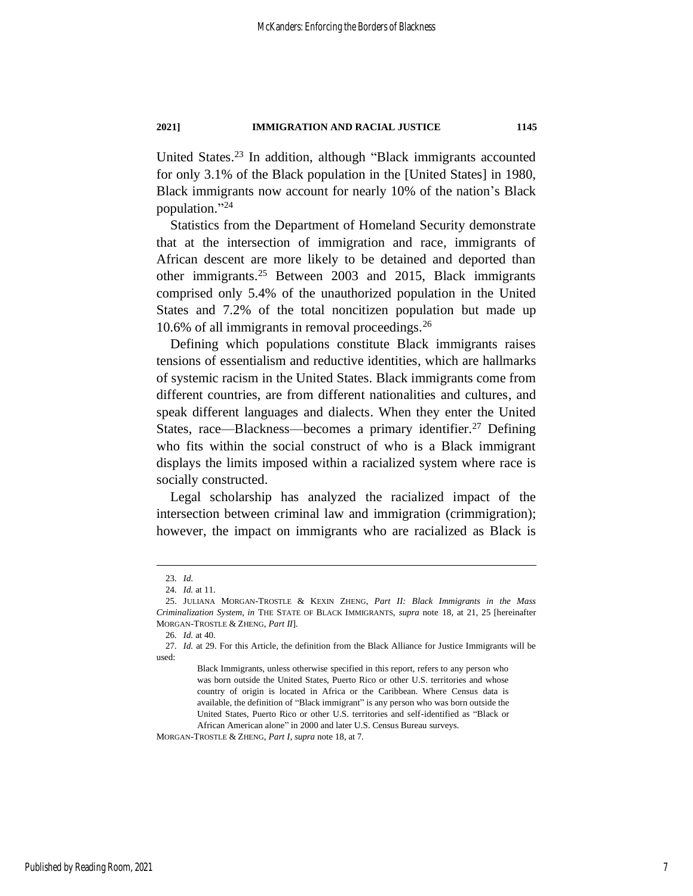United States.[23] In addition, although "Black immigrants accounted for only 3.1% of the Black population in the [United States] in 1980, Black immigrants now account for nearly 10% of the nation's Black population."[24]

Statistics from the Department of Homeland Security demonstrate that at the intersection of immigration and race, immigrants of African descent are more likely to be detained and deported than other immigrants.[25] Between 2003 and 2015, Black immigrants comprised only 5.4% of the unauthorized population in the United States and 7.2% of the total noncitizen population but made up 10.6% of all immigrants in removal proceedings.[26]

Defining which populations constitute Black immigrants raises tensions of essentialism and reductive identities, which are hallmarks of systemic racism in the United States. Black immigrants come from different countries, are from different nationalities and cultures, and speak different languages and dialects. When they enter the United States, race—Blackness—becomes a primary identifier.[27] Defining who fits within the social construct of who is a Black immigrant displays the limits imposed within a racialized system where race is socially constructed.

Legal scholarship has analyzed the racialized impact of the intersection between criminal law and immigration (crimmigration); however, the impact on immigrants who are racialized as Black is

---

23. *Id.*

24. *Id.* at 11.

25. JULIANA MORGAN-TROSTLE & KEXIN ZHENG, *Part II: Black Immigrants in the Mass Criminalization System*, *in* THE STATE OF BLACK IMMIGRANTS, *supra* note 18, at 21, 25 [hereinafter MORGAN-TROSTLE & ZHENG, *Part II*].

26. *Id.* at 40.

27. *Id.* at 29. For this Article, the definition from the Black Alliance for Justice Immigrants will be used:

> Black Immigrants, unless otherwise specified in this report, refers to any person who was born outside the United States, Puerto Rico or other U.S. territories and whose country of origin is located in Africa or the Caribbean. Where Census data is available, the definition of "Black immigrant" is any person who was born outside the United States, Puerto Rico or other U.S. territories and self-identified as "Black or African American alone" in 2000 and later U.S. Census Bureau surveys.

MORGAN-TROSTLE & ZHENG, *Part I*, *supra* note 18, at 7.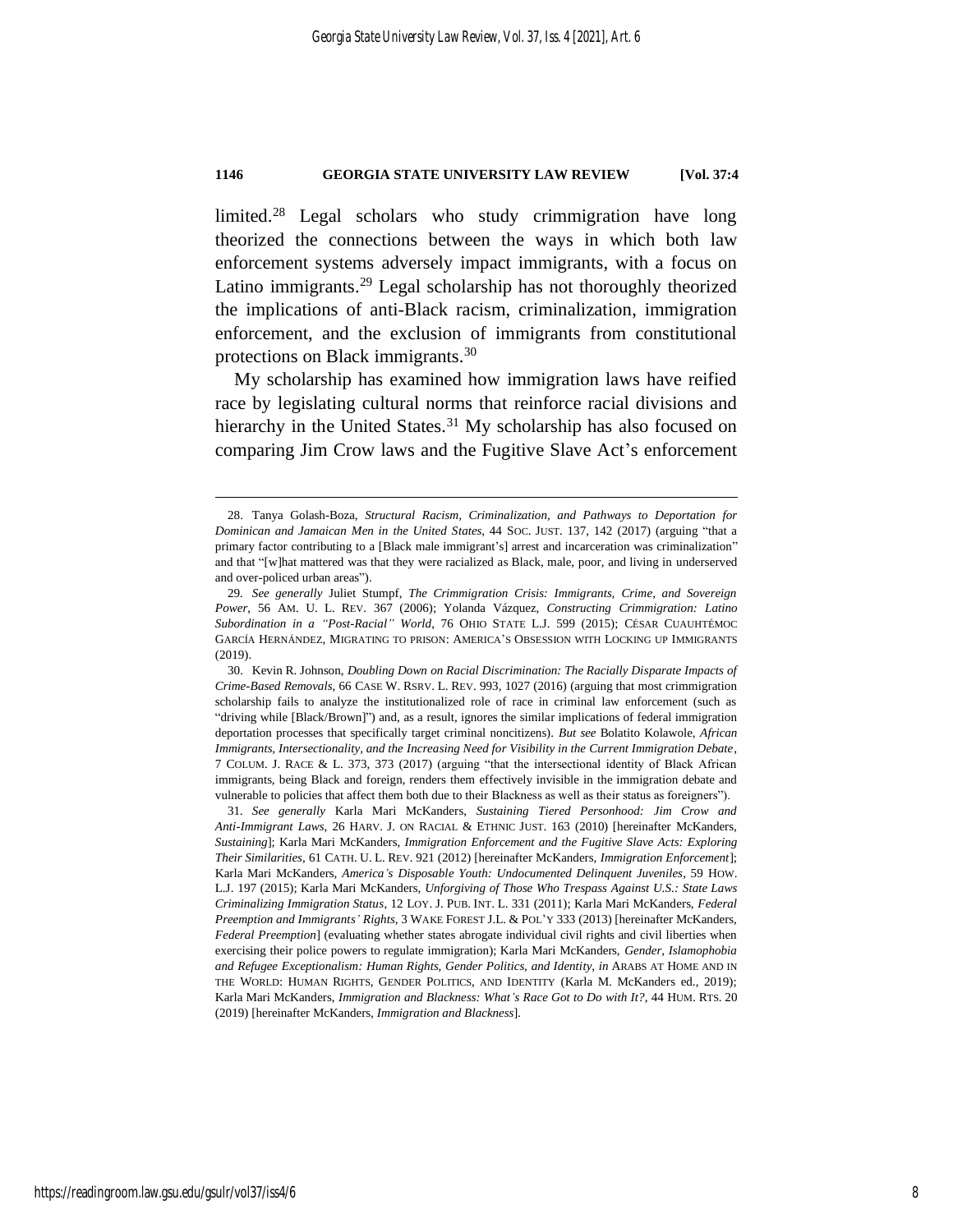limited.[28] Legal scholars who study crimmigration have long theorized the connections between the ways in which both law enforcement systems adversely impact immigrants, with a focus on Latino immigrants.[29] Legal scholarship has not thoroughly theorized the implications of anti-Black racism, criminalization, immigration enforcement, and the exclusion of immigrants from constitutional protections on Black immigrants.[30]

My scholarship has examined how immigration laws have reified race by legislating cultural norms that reinforce racial divisions and hierarchy in the United States.[31] My scholarship has also focused on comparing Jim Crow laws and the Fugitive Slave Act's enforcement

---

28. Tanya Golash-Boza, *Structural Racism, Criminalization, and Pathways to Deportation for Dominican and Jamaican Men in the United States*, 44 SOC. JUST. 137, 142 (2017) (arguing "that a primary factor contributing to a [Black male immigrant's] arrest and incarceration was criminalization" and that "[w]hat mattered was that they were racialized as Black, male, poor, and living in underserved and over-policed urban areas").

29. *See generally* Juliet Stumpf, *The Crimmigration Crisis: Immigrants, Crime, and Sovereign Power*, 56 AM. U. L. REV. 367 (2006); Yolanda Vázquez, *Constructing Crimmigration: Latino Subordination in a "Post-Racial" World*, 76 OHIO STATE L.J. 599 (2015); CÉSAR CUAUHTÉMOC GARCÍA HERNÁNDEZ, MIGRATING TO PRISON: AMERICA'S OBSESSION WITH LOCKING UP IMMIGRANTS (2019).

30. Kevin R. Johnson, *Doubling Down on Racial Discrimination: The Racially Disparate Impacts of Crime-Based Removals*, 66 CASE W. RSRV. L. REV. 993, 1027 (2016) (arguing that most crimmigration scholarship fails to analyze the institutionalized role of race in criminal law enforcement (such as "driving while [Black/Brown]") and, as a result, ignores the similar implications of federal immigration deportation processes that specifically target criminal noncitizens). *But see* Bolatito Kolawole, *African Immigrants, Intersectionality, and the Increasing Need for Visibility in the Current Immigration Debate*, 7 COLUM. J. RACE & L. 373, 373 (2017) (arguing "that the intersectional identity of Black African immigrants, being Black and foreign, renders them effectively invisible in the immigration debate and vulnerable to policies that affect them both due to their Blackness as well as their status as foreigners").

31. *See generally* Karla Mari McKanders, *Sustaining Tiered Personhood: Jim Crow and Anti-Immigrant Laws*, 26 HARV. J. ON RACIAL & ETHNIC JUST. 163 (2010) [hereinafter McKanders, *Sustaining*]; Karla Mari McKanders, *Immigration Enforcement and the Fugitive Slave Acts: Exploring Their Similarities*, 61 CATH. U. L. REV. 921 (2012) [hereinafter McKanders, *Immigration Enforcement*]; Karla Mari McKanders, *America's Disposable Youth: Undocumented Delinquent Juveniles*, 59 HOW. L.J. 197 (2015); Karla Mari McKanders, *Unforgiving of Those Who Trespass Against U.S.: State Laws Criminalizing Immigration Status*, 12 LOY. J. PUB. INT. L. 331 (2011); Karla Mari McKanders, *Federal Preemption and Immigrants' Rights*, 3 WAKE FOREST J.L. & POL'Y 333 (2013) [hereinafter McKanders, *Federal Preemption*] (evaluating whether states abrogate individual civil rights and civil liberties when exercising their police powers to regulate immigration); Karla Mari McKanders, *Gender, Islamophobia and Refugee Exceptionalism: Human Rights, Gender Politics, and Identity*, *in* ARABS AT HOME AND IN THE WORLD: HUMAN RIGHTS, GENDER POLITICS, AND IDENTITY (Karla M. McKanders ed., 2019); Karla Mari McKanders, *Immigration and Blackness: What's Race Got to Do with It?*, 44 HUM. RTS. 20 (2019) [hereinafter McKanders, *Immigration and Blackness*].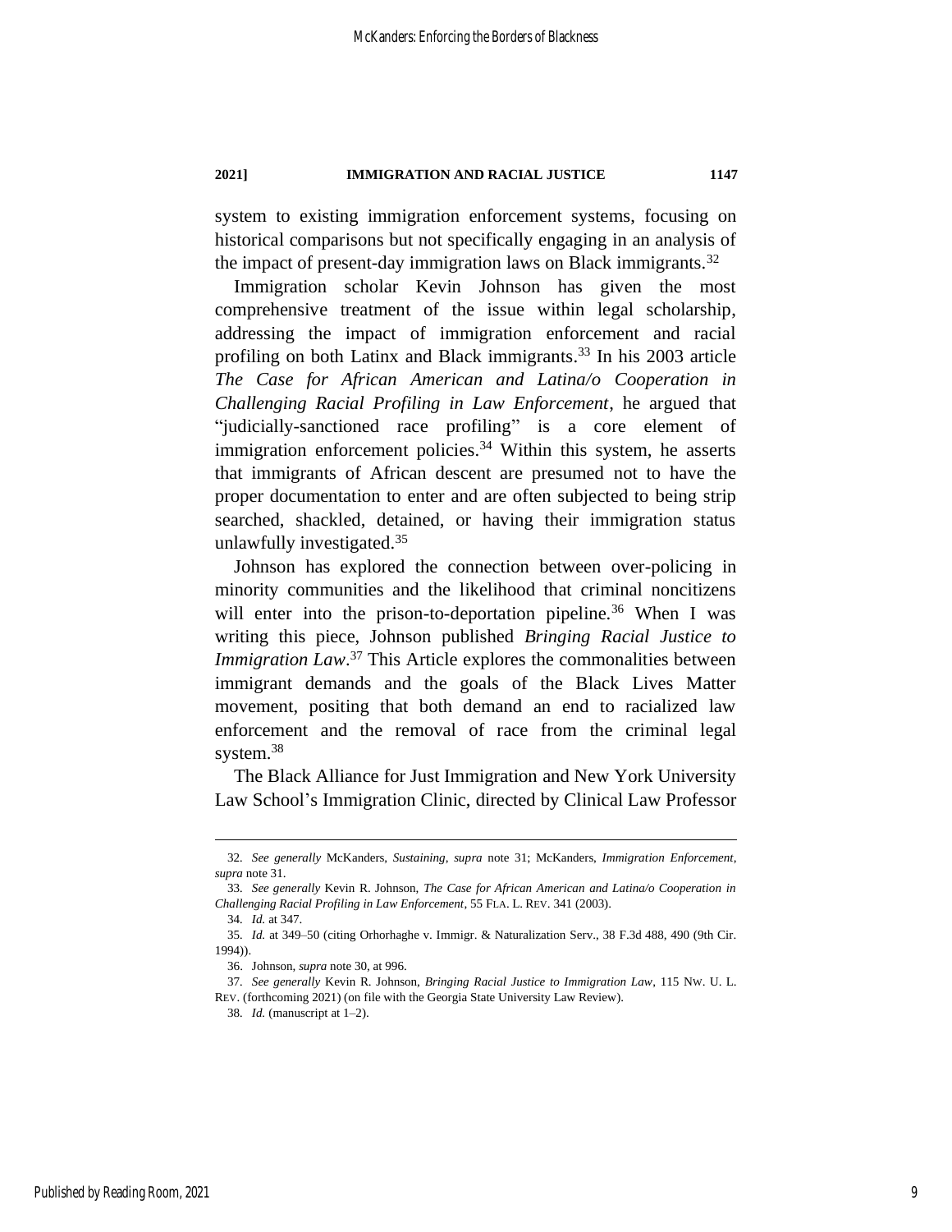system to existing immigration enforcement systems, focusing on historical comparisons but not specifically engaging in an analysis of the impact of present-day immigration laws on Black immigrants.[32]

Immigration scholar Kevin Johnson has given the most comprehensive treatment of the issue within legal scholarship, addressing the impact of immigration enforcement and racial profiling on both Latinx and Black immigrants.[33] In his 2003 article *The Case for African American and Latina/o Cooperation in Challenging Racial Profiling in Law Enforcement*, he argued that "judicially-sanctioned race profiling" is a core element of immigration enforcement policies.[34] Within this system, he asserts that immigrants of African descent are presumed not to have the proper documentation to enter and are often subjected to being strip searched, shackled, detained, or having their immigration status unlawfully investigated.[35]

Johnson has explored the connection between over-policing in minority communities and the likelihood that criminal noncitizens will enter into the prison-to-deportation pipeline.[36] When I was writing this piece, Johnson published *Bringing Racial Justice to Immigration Law*.[37] This Article explores the commonalities between immigrant demands and the goals of the Black Lives Matter movement, positing that both demand an end to racialized law enforcement and the removal of race from the criminal legal system.[38]

The Black Alliance for Just Immigration and New York University Law School's Immigration Clinic, directed by Clinical Law Professor

---

32. *See generally* McKanders, *Sustaining*, *supra* note 31; McKanders, *Immigration Enforcement*, *supra* note 31.

33. *See generally* Kevin R. Johnson, *The Case for African American and Latina/o Cooperation in Challenging Racial Profiling in Law Enforcement*, 55 FLA. L. REV. 341 (2003).

34. *Id.* at 347.

35. *Id.* at 349–50 (citing Orhorhaghe v. Immigr. & Naturalization Serv., 38 F.3d 488, 490 (9th Cir. 1994)).

36. Johnson, *supra* note 30, at 996.

37. *See generally* Kevin R. Johnson, *Bringing Racial Justice to Immigration Law*, 115 NW. U. L. REV. (forthcoming 2021) (on file with the Georgia State University Law Review).

38. *Id.* (manuscript at 1–2).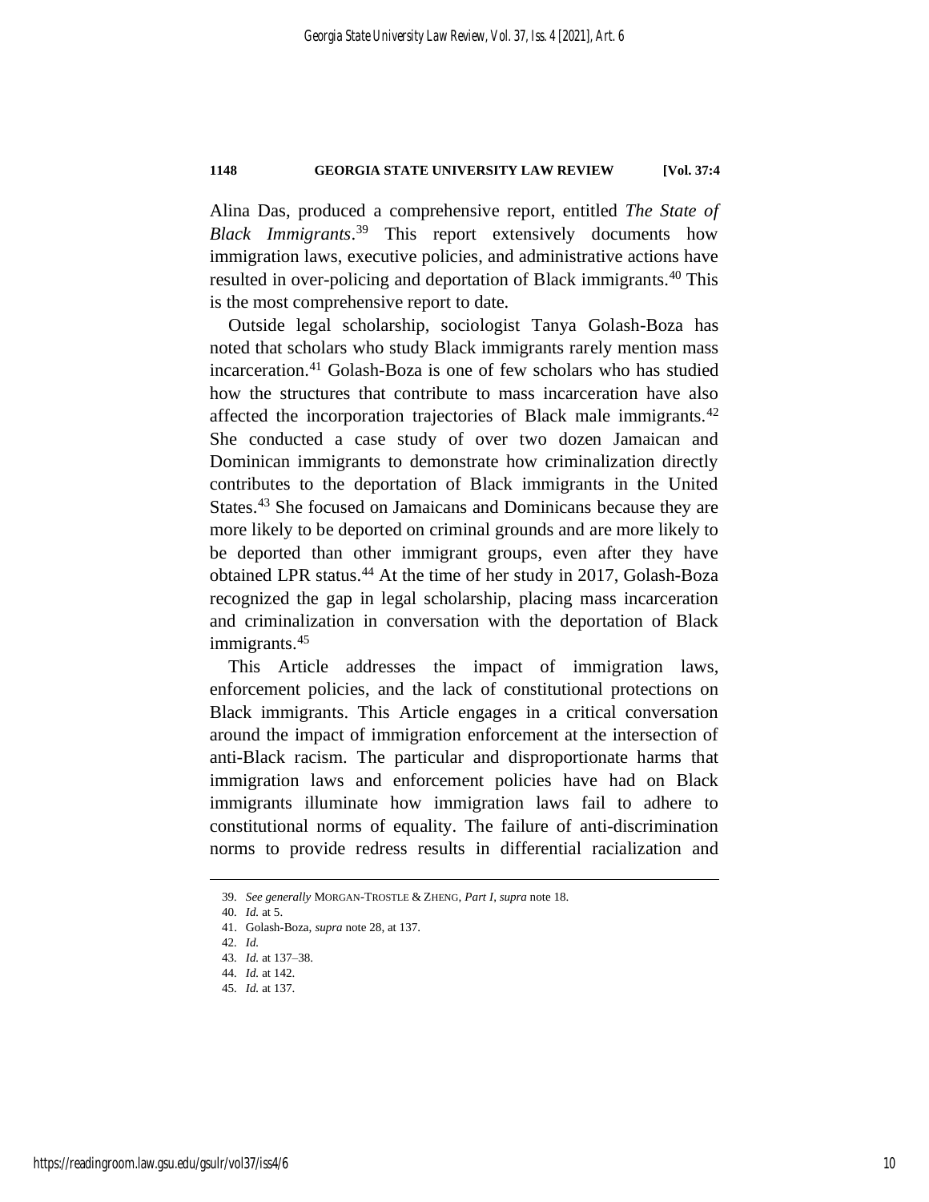Alina Das, produced a comprehensive report, entitled *The State of Black Immigrants*.[39] This report extensively documents how immigration laws, executive policies, and administrative actions have resulted in over-policing and deportation of Black immigrants.[40] This is the most comprehensive report to date.

Outside legal scholarship, sociologist Tanya Golash-Boza has noted that scholars who study Black immigrants rarely mention mass incarceration.[41] Golash-Boza is one of few scholars who has studied how the structures that contribute to mass incarceration have also affected the incorporation trajectories of Black male immigrants.[42] She conducted a case study of over two dozen Jamaican and Dominican immigrants to demonstrate how criminalization directly contributes to the deportation of Black immigrants in the United States.[43] She focused on Jamaicans and Dominicans because they are more likely to be deported on criminal grounds and are more likely to be deported than other immigrant groups, even after they have obtained LPR status.[44] At the time of her study in 2017, Golash-Boza recognized the gap in legal scholarship, placing mass incarceration and criminalization in conversation with the deportation of Black immigrants.[45]

This Article addresses the impact of immigration laws, enforcement policies, and the lack of constitutional protections on Black immigrants. This Article engages in a critical conversation around the impact of immigration enforcement at the intersection of anti-Black racism. The particular and disproportionate harms that immigration laws and enforcement policies have had on Black immigrants illuminate how immigration laws fail to adhere to constitutional norms of equality. The failure of anti-discrimination norms to provide redress results in differential racialization and

39. *See generally* MORGAN-TROSTLE & ZHENG, *Part I*, *supra* note 18.

40. *Id.* at 5.

41. Golash-Boza, *supra* note 28, at 137.

42. *Id.*

43. *Id.* at 137–38.

44. *Id.* at 142.

45. *Id.* at 137.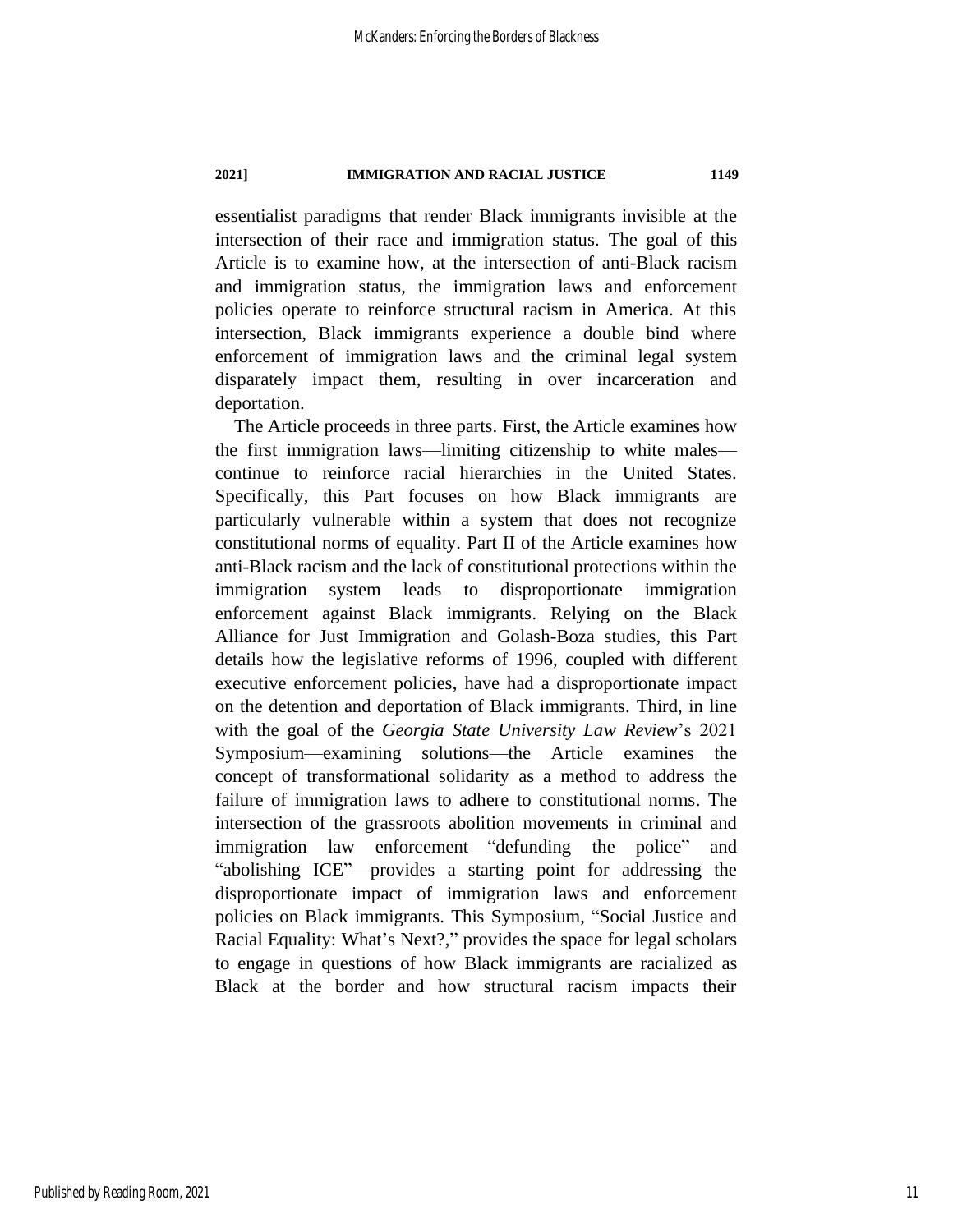essentialist paradigms that render Black immigrants invisible at the intersection of their race and immigration status. The goal of this Article is to examine how, at the intersection of anti-Black racism and immigration status, the immigration laws and enforcement policies operate to reinforce structural racism in America. At this intersection, Black immigrants experience a double bind where enforcement of immigration laws and the criminal legal system disparately impact them, resulting in over incarceration and deportation.

The Article proceeds in three parts. First, the Article examines how the first immigration laws—limiting citizenship to white males—continue to reinforce racial hierarchies in the United States. Specifically, this Part focuses on how Black immigrants are particularly vulnerable within a system that does not recognize constitutional norms of equality. Part II of the Article examines how anti-Black racism and the lack of constitutional protections within the immigration system leads to disproportionate immigration enforcement against Black immigrants. Relying on the Black Alliance for Just Immigration and Golash-Boza studies, this Part details how the legislative reforms of 1996, coupled with different executive enforcement policies, have had a disproportionate impact on the detention and deportation of Black immigrants. Third, in line with the goal of the *Georgia State University Law Review*'s 2021 Symposium—examining solutions—the Article examines the concept of transformational solidarity as a method to address the failure of immigration laws to adhere to constitutional norms. The intersection of the grassroots abolition movements in criminal and immigration law enforcement—"defunding the police" and "abolishing ICE"—provides a starting point for addressing the disproportionate impact of immigration laws and enforcement policies on Black immigrants. This Symposium, "Social Justice and Racial Equality: What's Next?," provides the space for legal scholars to engage in questions of how Black immigrants are racialized as Black at the border and how structural racism impacts their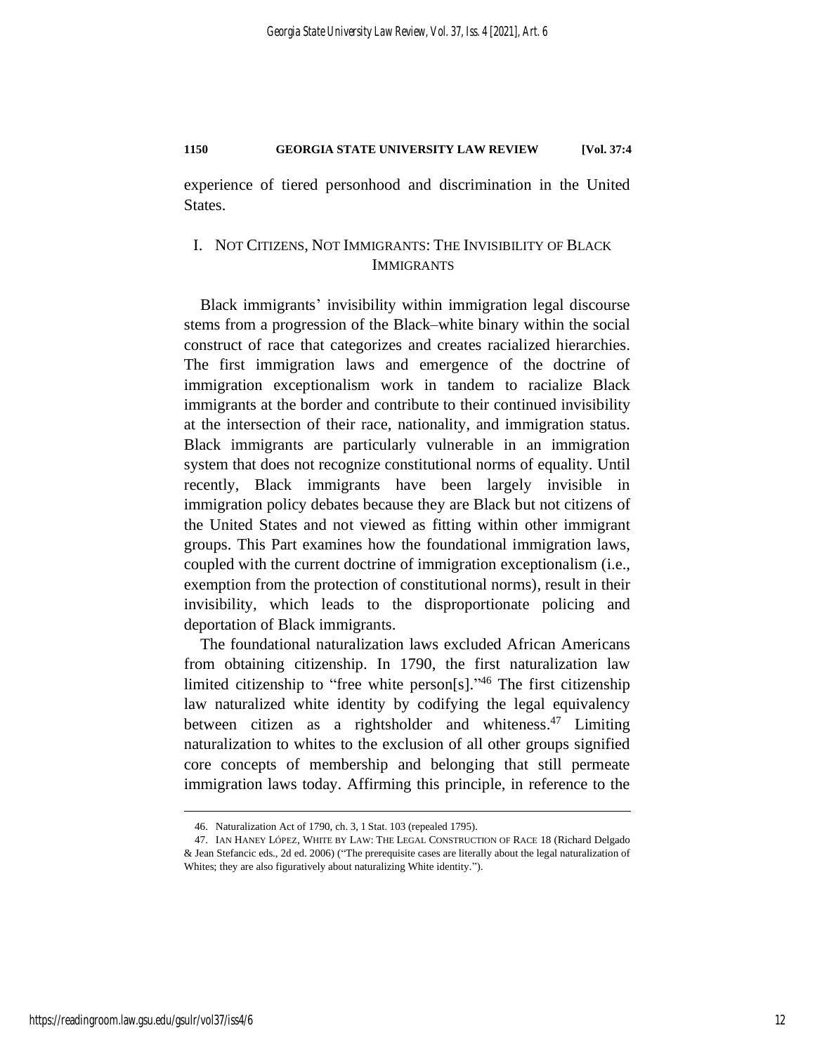experience of tiered personhood and discrimination in the United States.

## I. NOT CITIZENS, NOT IMMIGRANTS: THE INVISIBILITY OF BLACK IMMIGRANTS

Black immigrants' invisibility within immigration legal discourse stems from a progression of the Black–white binary within the social construct of race that categorizes and creates racialized hierarchies. The first immigration laws and emergence of the doctrine of immigration exceptionalism work in tandem to racialize Black immigrants at the border and contribute to their continued invisibility at the intersection of their race, nationality, and immigration status. Black immigrants are particularly vulnerable in an immigration system that does not recognize constitutional norms of equality. Until recently, Black immigrants have been largely invisible in immigration policy debates because they are Black but not citizens of the United States and not viewed as fitting within other immigrant groups. This Part examines how the foundational immigration laws, coupled with the current doctrine of immigration exceptionalism (i.e., exemption from the protection of constitutional norms), result in their invisibility, which leads to the disproportionate policing and deportation of Black immigrants.

The foundational naturalization laws excluded African Americans from obtaining citizenship. In 1790, the first naturalization law limited citizenship to "free white person[s]."[46] The first citizenship law naturalized white identity by codifying the legal equivalency between citizen as a rightsholder and whiteness.[47] Limiting naturalization to whites to the exclusion of all other groups signified core concepts of membership and belonging that still permeate immigration laws today. Affirming this principle, in reference to the

---

46. Naturalization Act of 1790, ch. 3, 1 Stat. 103 (repealed 1795).

47. IAN HANEY LÓPEZ, WHITE BY LAW: THE LEGAL CONSTRUCTION OF RACE 18 (Richard Delgado & Jean Stefancic eds., 2d ed. 2006) ("The prerequisite cases are literally about the legal naturalization of Whites; they are also figuratively about naturalizing White identity.").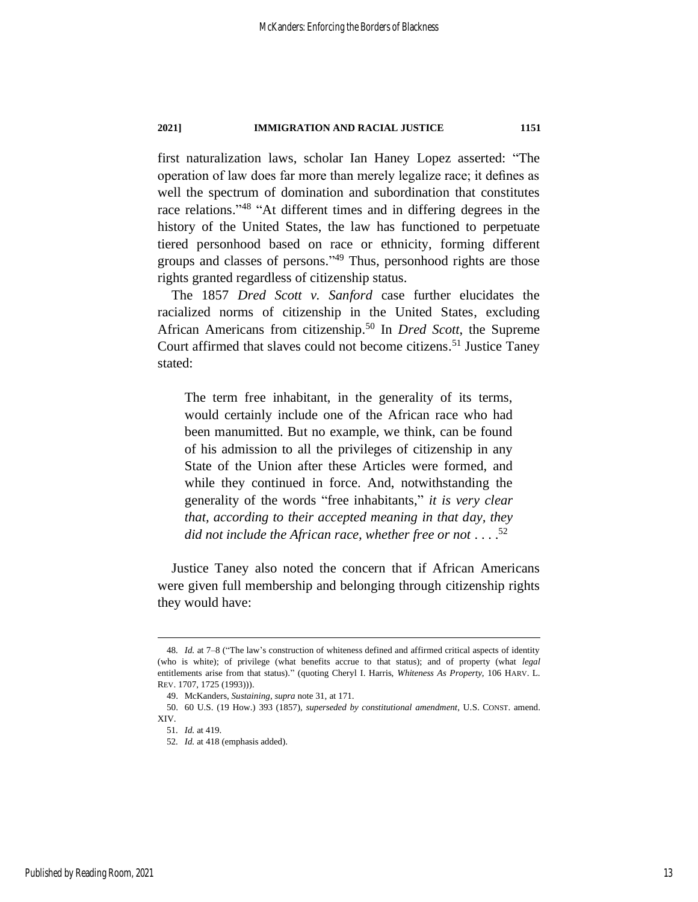first naturalization laws, scholar Ian Haney Lopez asserted: "The operation of law does far more than merely legalize race; it defines as well the spectrum of domination and subordination that constitutes race relations."[48] "At different times and in differing degrees in the history of the United States, the law has functioned to perpetuate tiered personhood based on race or ethnicity, forming different groups and classes of persons."[49] Thus, personhood rights are those rights granted regardless of citizenship status.

The 1857 *Dred Scott v. Sanford* case further elucidates the racialized norms of citizenship in the United States, excluding African Americans from citizenship.[50] In *Dred Scott*, the Supreme Court affirmed that slaves could not become citizens.[51] Justice Taney stated:

> The term free inhabitant, in the generality of its terms, would certainly include one of the African race who had been manumitted. But no example, we think, can be found of his admission to all the privileges of citizenship in any State of the Union after these Articles were formed, and while they continued in force. And, notwithstanding the generality of the words "free inhabitants," *it is very clear that, according to their accepted meaning in that day, they did not include the African race, whether free or not* . . . .[52]

Justice Taney also noted the concern that if African Americans were given full membership and belonging through citizenship rights they would have:

---

48. *Id.* at 7–8 ("The law's construction of whiteness defined and affirmed critical aspects of identity (who is white); of privilege (what benefits accrue to that status); and of property (what *legal* entitlements arise from that status)." (quoting Cheryl I. Harris, *Whiteness As Property*, 106 HARV. L. REV. 1707, 1725 (1993))).

49. McKanders, *Sustaining*, *supra* note 31, at 171.

50. 60 U.S. (19 How.) 393 (1857), *superseded by constitutional amendment*, U.S. CONST. amend. XIV.

51. *Id.* at 419.

52. *Id.* at 418 (emphasis added).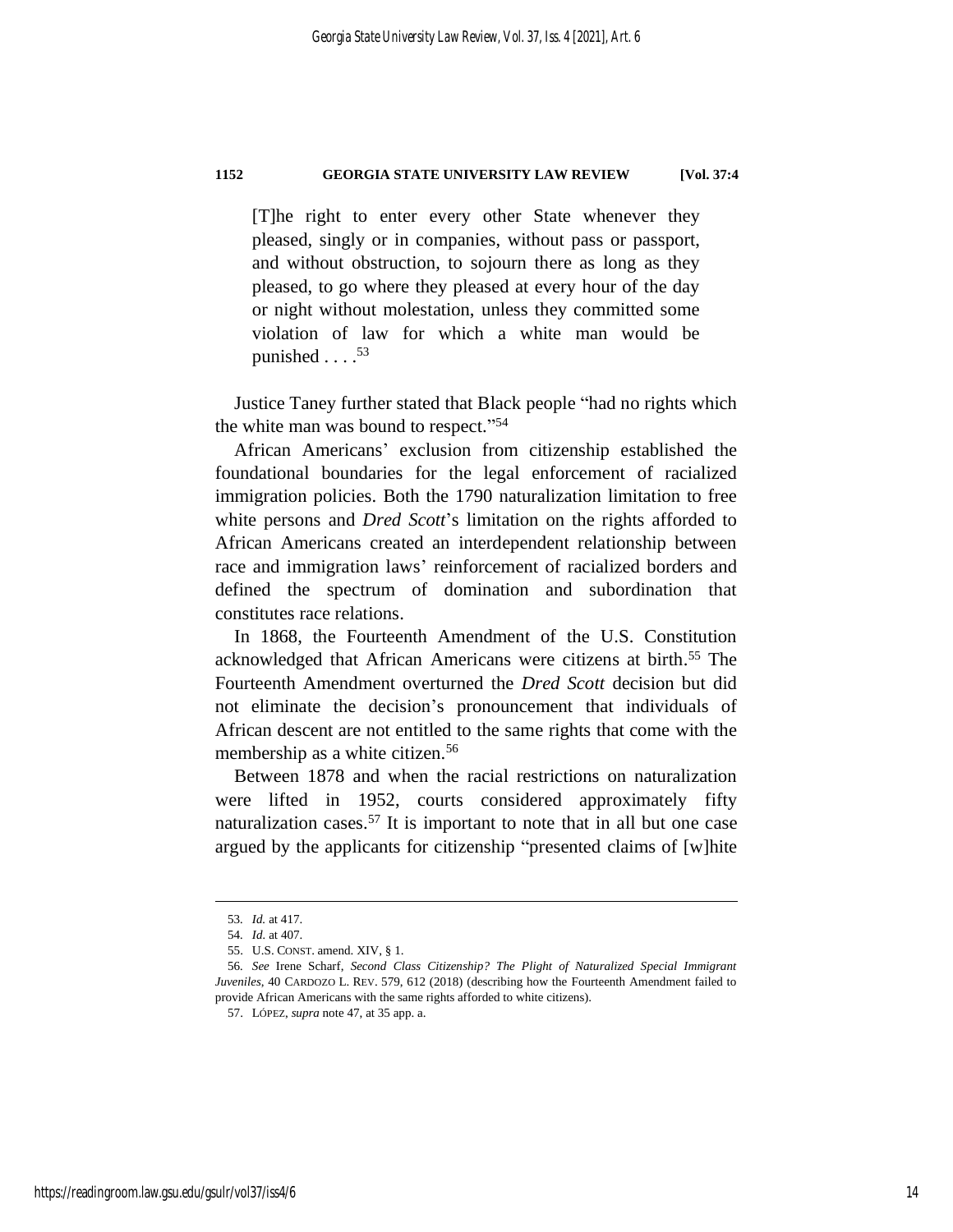> [T]he right to enter every other State whenever they pleased, singly or in companies, without pass or passport, and without obstruction, to sojourn there as long as they pleased, to go where they pleased at every hour of the day or night without molestation, unless they committed some violation of law for which a white man would be punished . . . .[53]

Justice Taney further stated that Black people "had no rights which the white man was bound to respect."[54]

African Americans' exclusion from citizenship established the foundational boundaries for the legal enforcement of racialized immigration policies. Both the 1790 naturalization limitation to free white persons and *Dred Scott*'s limitation on the rights afforded to African Americans created an interdependent relationship between race and immigration laws' reinforcement of racialized borders and defined the spectrum of domination and subordination that constitutes race relations.

In 1868, the Fourteenth Amendment of the U.S. Constitution acknowledged that African Americans were citizens at birth.[55] The Fourteenth Amendment overturned the *Dred Scott* decision but did not eliminate the decision's pronouncement that individuals of African descent are not entitled to the same rights that come with the membership as a white citizen.[56]

Between 1878 and when the racial restrictions on naturalization were lifted in 1952, courts considered approximately fifty naturalization cases.[57] It is important to note that in all but one case argued by the applicants for citizenship "presented claims of [w]hite

---

53. *Id.* at 417.

54. *Id.* at 407.

55. U.S. CONST. amend. XIV, § 1.

56. *See* Irene Scharf, *Second Class Citizenship? The Plight of Naturalized Special Immigrant Juveniles*, 40 CARDOZO L. REV. 579, 612 (2018) (describing how the Fourteenth Amendment failed to provide African Americans with the same rights afforded to white citizens).

57. LÓPEZ, *supra* note 47, at 35 app. a.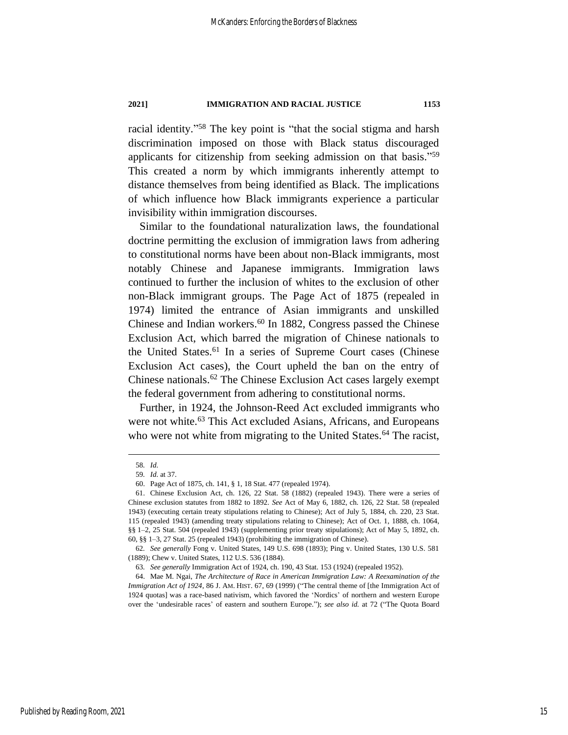racial identity."[58] The key point is "that the social stigma and harsh discrimination imposed on those with Black status discouraged applicants for citizenship from seeking admission on that basis."[59] This created a norm by which immigrants inherently attempt to distance themselves from being identified as Black. The implications of which influence how Black immigrants experience a particular invisibility within immigration discourses.

Similar to the foundational naturalization laws, the foundational doctrine permitting the exclusion of immigration laws from adhering to constitutional norms have been about non-Black immigrants, most notably Chinese and Japanese immigrants. Immigration laws continued to further the inclusion of whites to the exclusion of other non-Black immigrant groups. The Page Act of 1875 (repealed in 1974) limited the entrance of Asian immigrants and unskilled Chinese and Indian workers.[60] In 1882, Congress passed the Chinese Exclusion Act, which barred the migration of Chinese nationals to the United States.[61] In a series of Supreme Court cases (Chinese Exclusion Act cases), the Court upheld the ban on the entry of Chinese nationals.[62] The Chinese Exclusion Act cases largely exempt the federal government from adhering to constitutional norms.

Further, in 1924, the Johnson-Reed Act excluded immigrants who were not white.[63] This Act excluded Asians, Africans, and Europeans who were not white from migrating to the United States.[64] The racist,

---

58. *Id.*

59. *Id.* at 37.

60. Page Act of 1875, ch. 141, § 1, 18 Stat. 477 (repealed 1974).

61. Chinese Exclusion Act, ch. 126, 22 Stat. 58 (1882) (repealed 1943). There were a series of Chinese exclusion statutes from 1882 to 1892. *See* Act of May 6, 1882, ch. 126, 22 Stat. 58 (repealed 1943) (executing certain treaty stipulations relating to Chinese); Act of July 5, 1884, ch. 220, 23 Stat. 115 (repealed 1943) (amending treaty stipulations relating to Chinese); Act of Oct. 1, 1888, ch. 1064, §§ 1–2, 25 Stat. 504 (repealed 1943) (supplementing prior treaty stipulations); Act of May 5, 1892, ch. 60, §§ 1–3, 27 Stat. 25 (repealed 1943) (prohibiting the immigration of Chinese).

62. *See generally* Fong v. United States, 149 U.S. 698 (1893); Ping v. United States, 130 U.S. 581 (1889); Chew v. United States, 112 U.S. 536 (1884).

63. *See generally* Immigration Act of 1924, ch. 190, 43 Stat. 153 (1924) (repealed 1952).

64. Mae M. Ngai, *The Architecture of Race in American Immigration Law: A Reexamination of the Immigration Act of 1924*, 86 J. AM. HIST. 67, 69 (1999) ("The central theme of [the Immigration Act of 1924 quotas] was a race-based nativism, which favored the 'Nordics' of northern and western Europe over the 'undesirable races' of eastern and southern Europe."); *see also id.* at 72 ("The Quota Board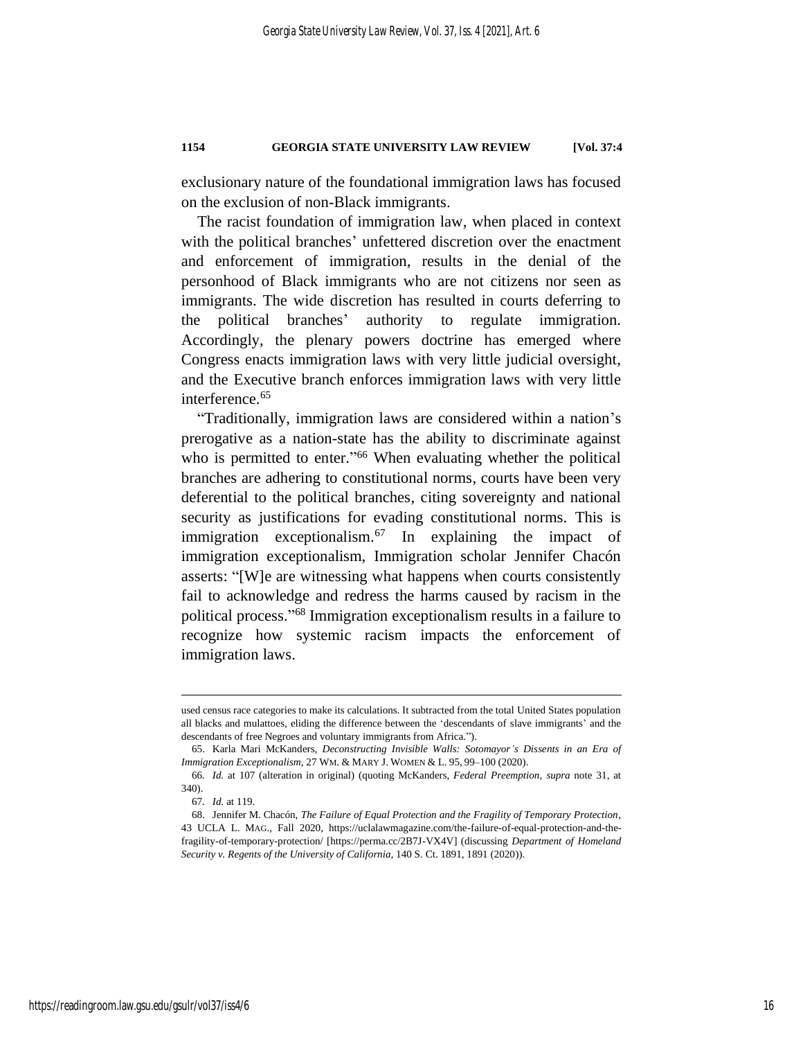exclusionary nature of the foundational immigration laws has focused on the exclusion of non-Black immigrants.

The racist foundation of immigration law, when placed in context with the political branches' unfettered discretion over the enactment and enforcement of immigration, results in the denial of the personhood of Black immigrants who are not citizens nor seen as immigrants. The wide discretion has resulted in courts deferring to the political branches' authority to regulate immigration. Accordingly, the plenary powers doctrine has emerged where Congress enacts immigration laws with very little judicial oversight, and the Executive branch enforces immigration laws with very little interference.[65]

"Traditionally, immigration laws are considered within a nation's prerogative as a nation-state has the ability to discriminate against who is permitted to enter."[66] When evaluating whether the political branches are adhering to constitutional norms, courts have been very deferential to the political branches, citing sovereignty and national security as justifications for evading constitutional norms. This is immigration exceptionalism.[67] In explaining the impact of immigration exceptionalism, Immigration scholar Jennifer Chacón asserts: "[W]e are witnessing what happens when courts consistently fail to acknowledge and redress the harms caused by racism in the political process."[68] Immigration exceptionalism results in a failure to recognize how systemic racism impacts the enforcement of immigration laws.

---

used census race categories to make its calculations. It subtracted from the total United States population all blacks and mulattoes, eliding the difference between the 'descendants of slave immigrants' and the descendants of free Negroes and voluntary immigrants from Africa.").

65. Karla Mari McKanders, *Deconstructing Invisible Walls: Sotomayor's Dissents in an Era of Immigration Exceptionalism*, 27 WM. & MARY J. WOMEN & L. 95, 99–100 (2020).

66. *Id.* at 107 (alteration in original) (quoting McKanders, *Federal Preemption*, *supra* note 31, at 340).

67. *Id.* at 119.

68. Jennifer M. Chacón, *The Failure of Equal Protection and the Fragility of Temporary Protection*, 43 UCLA L. MAG., Fall 2020, https://uclalawmagazine.com/the-failure-of-equal-protection-and-the-fragility-of-temporary-protection/ [https://perma.cc/2B7J-VX4V] (discussing *Department of Homeland Security v. Regents of the University of California*, 140 S. Ct. 1891, 1891 (2020)).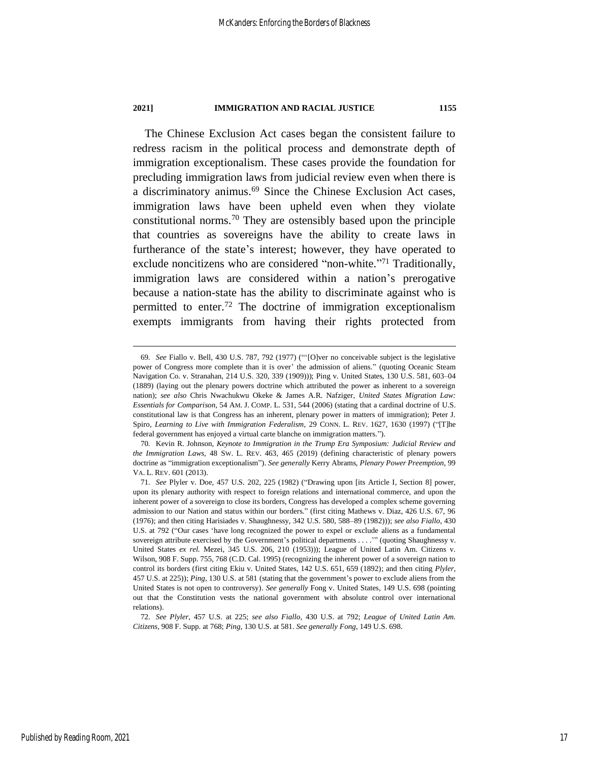The Chinese Exclusion Act cases began the consistent failure to redress racism in the political process and demonstrate depth of immigration exceptionalism. These cases provide the foundation for precluding immigration laws from judicial review even when there is a discriminatory animus.[69] Since the Chinese Exclusion Act cases, immigration laws have been upheld even when they violate constitutional norms.[70] They are ostensibly based upon the principle that countries as sovereigns have the ability to create laws in furtherance of the state's interest; however, they have operated to exclude noncitizens who are considered "non-white."[71] Traditionally, immigration laws are considered within a nation's prerogative because a nation-state has the ability to discriminate against who is permitted to enter.[72] The doctrine of immigration exceptionalism exempts immigrants from having their rights protected from

---

69. *See* Fiallo v. Bell, 430 U.S. 787, 792 (1977) ("'[O]ver no conceivable subject is the legislative power of Congress more complete than it is over' the admission of aliens." (quoting Oceanic Steam Navigation Co. v. Stranahan, 214 U.S. 320, 339 (1909))); Ping v. United States, 130 U.S. 581, 603–04 (1889) (laying out the plenary powers doctrine which attributed the power as inherent to a sovereign nation); *see also* Chris Nwachukwu Okeke & James A.R. Nafziger, *United States Migration Law: Essentials for Comparison*, 54 AM. J. COMP. L. 531, 544 (2006) (stating that a cardinal doctrine of U.S. constitutional law is that Congress has an inherent, plenary power in matters of immigration); Peter J. Spiro, *Learning to Live with Immigration Federalism*, 29 CONN. L. REV. 1627, 1630 (1997) ("[T]he federal government has enjoyed a virtual carte blanche on immigration matters.").

70. Kevin R. Johnson, *Keynote to Immigration in the Trump Era Symposium: Judicial Review and the Immigration Laws*, 48 SW. L. REV. 463, 465 (2019) (defining characteristic of plenary powers doctrine as "immigration exceptionalism"). *See generally* Kerry Abrams, *Plenary Power Preemption*, 99 VA. L. REV. 601 (2013).

71. *See* Plyler v. Doe, 457 U.S. 202, 225 (1982) ("Drawing upon [its Article I, Section 8] power, upon its plenary authority with respect to foreign relations and international commerce, and upon the inherent power of a sovereign to close its borders, Congress has developed a complex scheme governing admission to our Nation and status within our borders." (first citing Mathews v. Diaz, 426 U.S. 67, 96 (1976); and then citing Harisiades v. Shaughnessy, 342 U.S. 580, 588–89 (1982))); *see also Fiallo*, 430 U.S. at 792 ("Our cases 'have long recognized the power to expel or exclude aliens as a fundamental sovereign attribute exercised by the Government's political departments . . . .'" (quoting Shaughnessy v. United States *ex rel.* Mezei, 345 U.S. 206, 210 (1953))); League of United Latin Am. Citizens v. Wilson, 908 F. Supp. 755, 768 (C.D. Cal. 1995) (recognizing the inherent power of a sovereign nation to control its borders (first citing Ekiu v. United States, 142 U.S. 651, 659 (1892); and then citing *Plyler*, 457 U.S. at 225)); *Ping*, 130 U.S. at 581 (stating that the government's power to exclude aliens from the United States is not open to controversy). *See generally* Fong v. United States, 149 U.S. 698 (pointing out that the Constitution vests the national government with absolute control over international relations).

72. *See Plyler*, 457 U.S. at 225; *see also Fiallo*, 430 U.S. at 792; *League of United Latin Am. Citizens*, 908 F. Supp. at 768; *Ping*, 130 U.S. at 581. *See generally Fong*, 149 U.S. 698.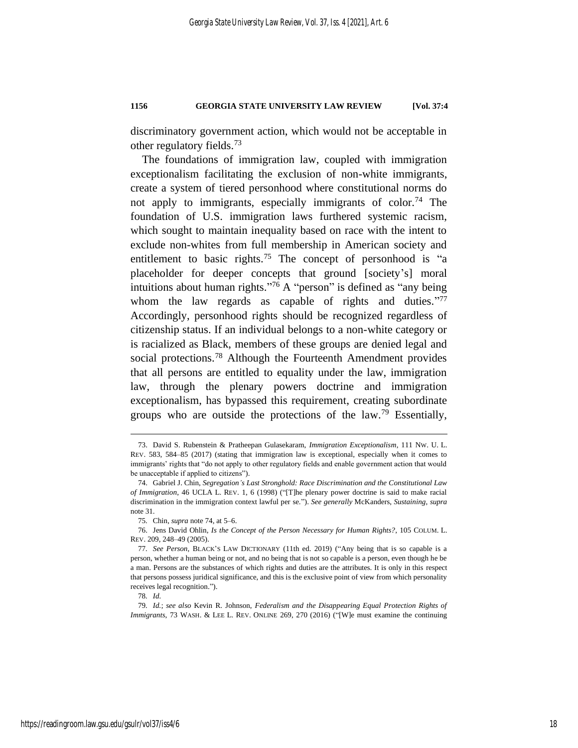discriminatory government action, which would not be acceptable in other regulatory fields.[73]

The foundations of immigration law, coupled with immigration exceptionalism facilitating the exclusion of non-white immigrants, create a system of tiered personhood where constitutional norms do not apply to immigrants, especially immigrants of color.[74] The foundation of U.S. immigration laws furthered systemic racism, which sought to maintain inequality based on race with the intent to exclude non-whites from full membership in American society and entitlement to basic rights.[75] The concept of personhood is "a placeholder for deeper concepts that ground [society's] moral intuitions about human rights."[76] A "person" is defined as "any being whom the law regards as capable of rights and duties."[77] Accordingly, personhood rights should be recognized regardless of citizenship status. If an individual belongs to a non-white category or is racialized as Black, members of these groups are denied legal and social protections.[78] Although the Fourteenth Amendment provides that all persons are entitled to equality under the law, immigration law, through the plenary powers doctrine and immigration exceptionalism, has bypassed this requirement, creating subordinate groups who are outside the protections of the law.[79] Essentially,

---

73. David S. Rubenstein & Pratheepan Gulasekaram, *Immigration Exceptionalism*, 111 NW. U. L. REV. 583, 584–85 (2017) (stating that immigration law is exceptional, especially when it comes to immigrants' rights that "do not apply to other regulatory fields and enable government action that would be unacceptable if applied to citizens").

74. Gabriel J. Chin, *Segregation's Last Stronghold: Race Discrimination and the Constitutional Law of Immigration*, 46 UCLA L. REV. 1, 6 (1998) ("[T]he plenary power doctrine is said to make racial discrimination in the immigration context lawful per se."). *See generally* McKanders, *Sustaining*, *supra* note 31.

75. Chin, *supra* note 74, at 5–6.

76. Jens David Ohlin, *Is the Concept of the Person Necessary for Human Rights?*, 105 COLUM. L. REV. 209, 248–49 (2005).

77. *See Person*, BLACK'S LAW DICTIONARY (11th ed. 2019) ("Any being that is so capable is a person, whether a human being or not, and no being that is not so capable is a person, even though he be a man. Persons are the substances of which rights and duties are the attributes. It is only in this respect that persons possess juridical significance, and this is the exclusive point of view from which personality receives legal recognition.").

78. *Id.*

79. *Id.*; *see also* Kevin R. Johnson, *Federalism and the Disappearing Equal Protection Rights of Immigrants*, 73 WASH. & LEE L. REV. ONLINE 269, 270 (2016) ("[W]e must examine the continuing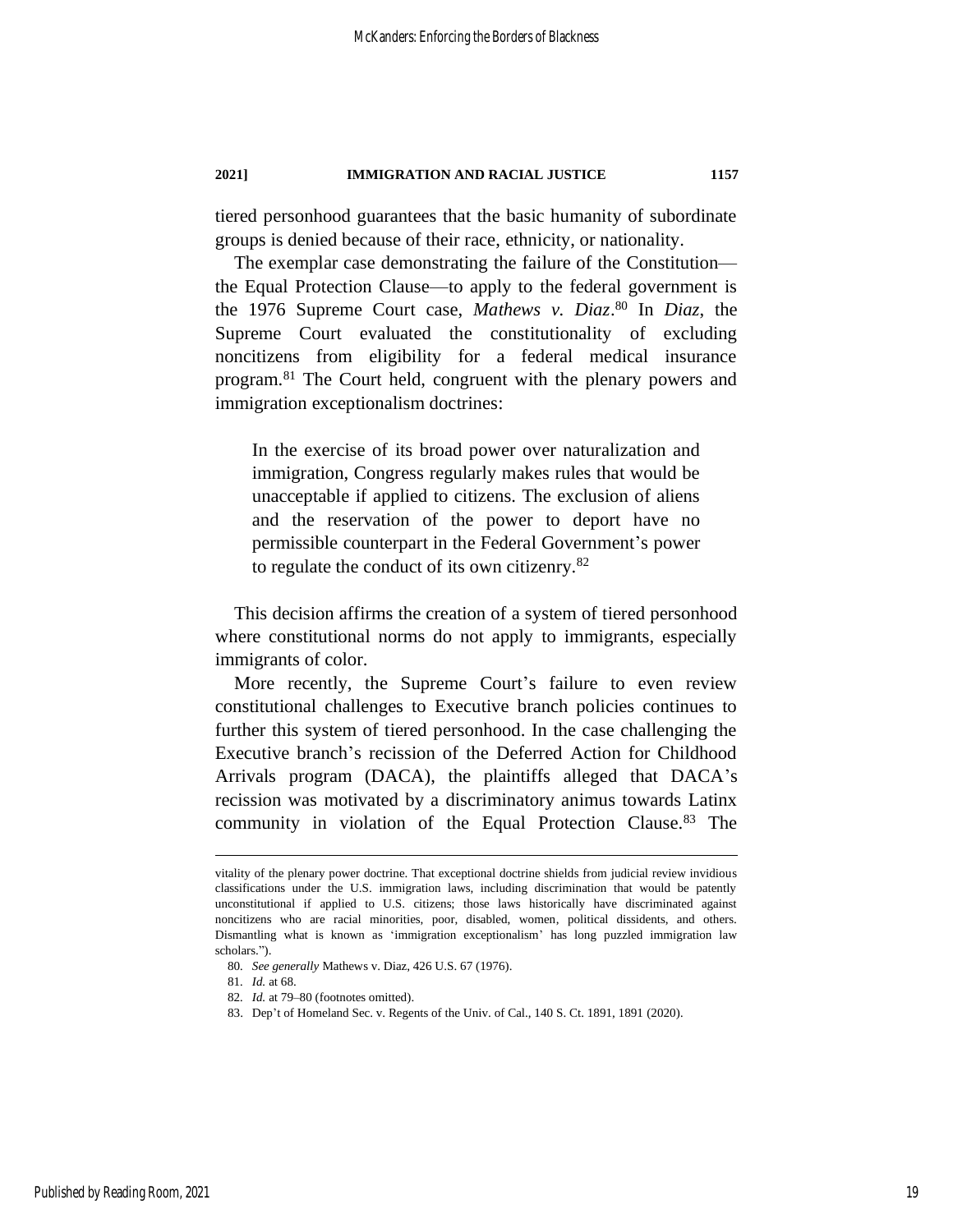tiered personhood guarantees that the basic humanity of subordinate groups is denied because of their race, ethnicity, or nationality.

The exemplar case demonstrating the failure of the Constitution—the Equal Protection Clause—to apply to the federal government is the 1976 Supreme Court case, *Mathews v. Diaz*.[80] In *Diaz*, the Supreme Court evaluated the constitutionality of excluding noncitizens from eligibility for a federal medical insurance program.[81] The Court held, congruent with the plenary powers and immigration exceptionalism doctrines:

> In the exercise of its broad power over naturalization and immigration, Congress regularly makes rules that would be unacceptable if applied to citizens. The exclusion of aliens and the reservation of the power to deport have no permissible counterpart in the Federal Government's power to regulate the conduct of its own citizenry.[82]

This decision affirms the creation of a system of tiered personhood where constitutional norms do not apply to immigrants, especially immigrants of color.

More recently, the Supreme Court's failure to even review constitutional challenges to Executive branch policies continues to further this system of tiered personhood. In the case challenging the Executive branch's recission of the Deferred Action for Childhood Arrivals program (DACA), the plaintiffs alleged that DACA's recission was motivated by a discriminatory animus towards Latinx community in violation of the Equal Protection Clause.[83] The

---

vitality of the plenary power doctrine. That exceptional doctrine shields from judicial review invidious classifications under the U.S. immigration laws, including discrimination that would be patently unconstitutional if applied to U.S. citizens; those laws historically have discriminated against noncitizens who are racial minorities, poor, disabled, women, political dissidents, and others. Dismantling what is known as 'immigration exceptionalism' has long puzzled immigration law scholars.").

80. *See generally* Mathews v. Diaz, 426 U.S. 67 (1976).

81. *Id.* at 68.

82. *Id.* at 79–80 (footnotes omitted).

83. Dep't of Homeland Sec. v. Regents of the Univ. of Cal., 140 S. Ct. 1891, 1891 (2020).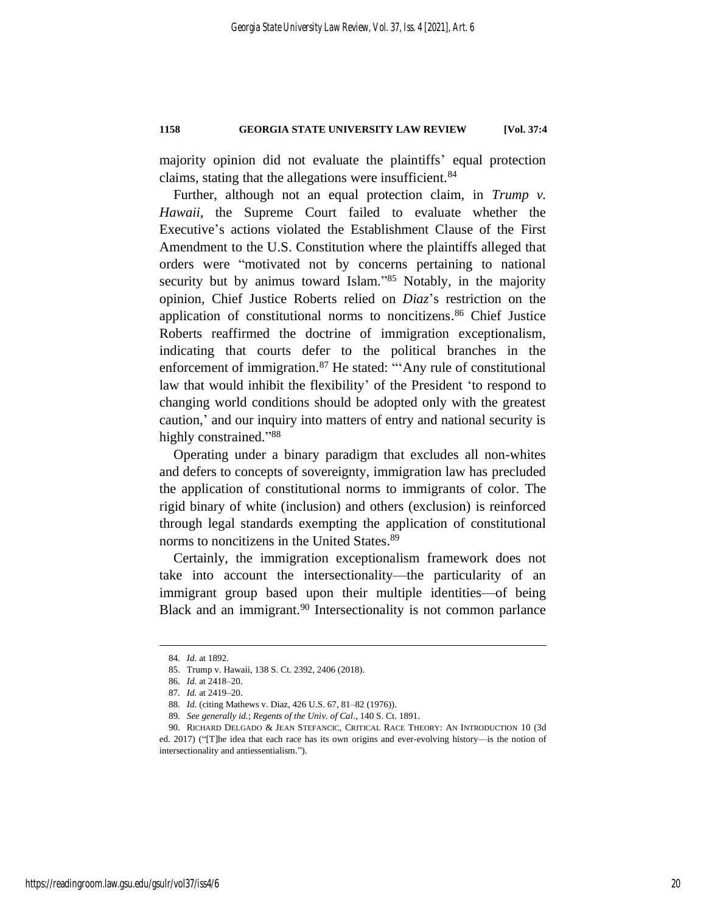majority opinion did not evaluate the plaintiffs' equal protection claims, stating that the allegations were insufficient.[84]

Further, although not an equal protection claim, in *Trump v. Hawaii*, the Supreme Court failed to evaluate whether the Executive's actions violated the Establishment Clause of the First Amendment to the U.S. Constitution where the plaintiffs alleged that orders were "motivated not by concerns pertaining to national security but by animus toward Islam."[85] Notably, in the majority opinion, Chief Justice Roberts relied on *Diaz*'s restriction on the application of constitutional norms to noncitizens.[86] Chief Justice Roberts reaffirmed the doctrine of immigration exceptionalism, indicating that courts defer to the political branches in the enforcement of immigration.[87] He stated: "'Any rule of constitutional law that would inhibit the flexibility' of the President 'to respond to changing world conditions should be adopted only with the greatest caution,' and our inquiry into matters of entry and national security is highly constrained."[88]

Operating under a binary paradigm that excludes all non-whites and defers to concepts of sovereignty, immigration law has precluded the application of constitutional norms to immigrants of color. The rigid binary of white (inclusion) and others (exclusion) is reinforced through legal standards exempting the application of constitutional norms to noncitizens in the United States.[89]

Certainly, the immigration exceptionalism framework does not take into account the intersectionality—the particularity of an immigrant group based upon their multiple identities—of being Black and an immigrant.[90] Intersectionality is not common parlance

---

84. *Id.* at 1892.

85. Trump v. Hawaii, 138 S. Ct. 2392, 2406 (2018).

86. *Id.* at 2418–20.

87. *Id.* at 2419–20.

88. *Id.* (citing Mathews v. Diaz, 426 U.S. 67, 81–82 (1976)).

89. *See generally id.*; *Regents of the Univ. of Cal*., 140 S. Ct. 1891.

90. RICHARD DELGADO & JEAN STEFANCIC, CRITICAL RACE THEORY: AN INTRODUCTION 10 (3d ed. 2017) ("[T]he idea that each race has its own origins and ever-evolving history—is the notion of intersectionality and antiessentialism.").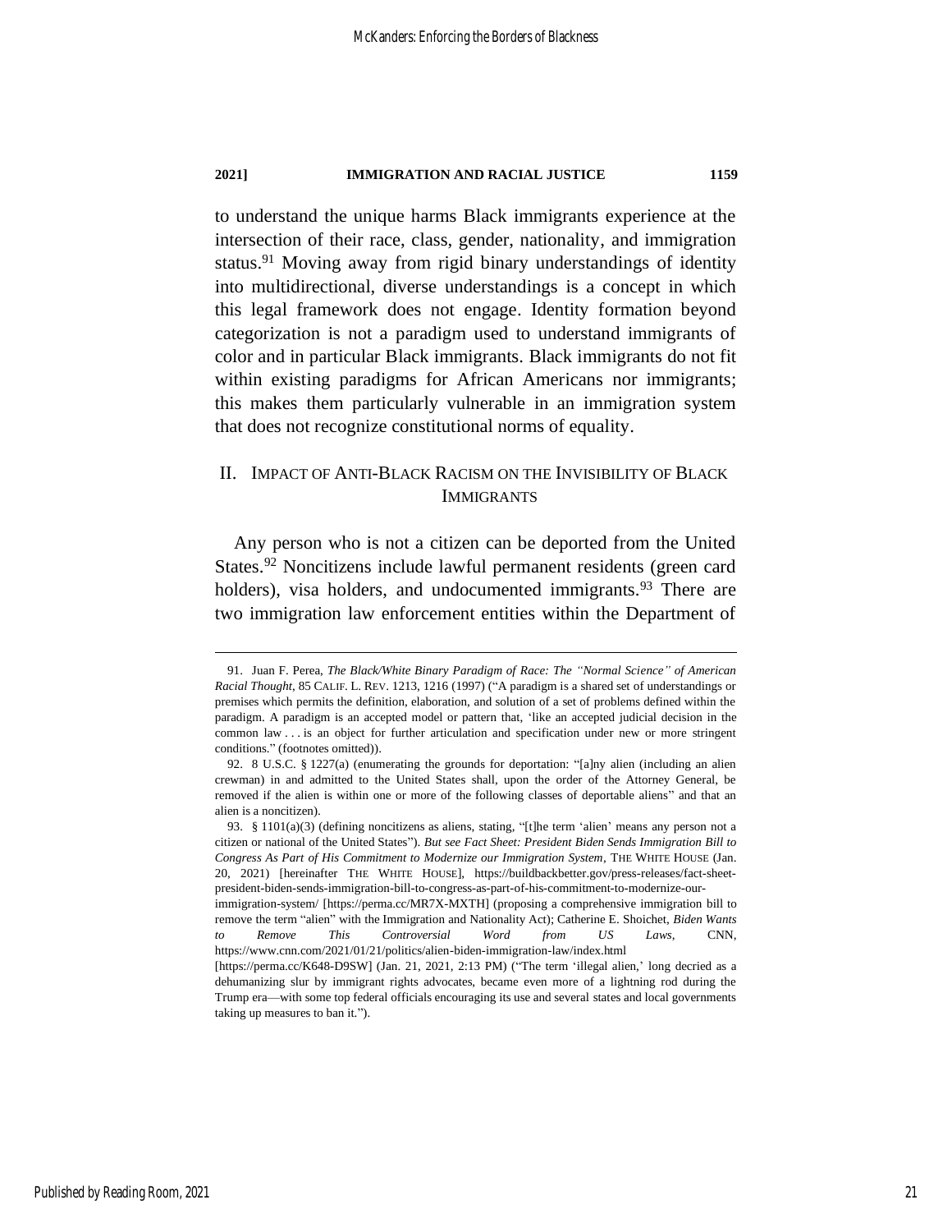to understand the unique harms Black immigrants experience at the intersection of their race, class, gender, nationality, and immigration status.[91] Moving away from rigid binary understandings of identity into multidirectional, diverse understandings is a concept in which this legal framework does not engage. Identity formation beyond categorization is not a paradigm used to understand immigrants of color and in particular Black immigrants. Black immigrants do not fit within existing paradigms for African Americans nor immigrants; this makes them particularly vulnerable in an immigration system that does not recognize constitutional norms of equality.

## II. IMPACT OF ANTI-BLACK RACISM ON THE INVISIBILITY OF BLACK IMMIGRANTS

Any person who is not a citizen can be deported from the United States.[92] Noncitizens include lawful permanent residents (green card holders), visa holders, and undocumented immigrants.[93] There are two immigration law enforcement entities within the Department of

---

91. Juan F. Perea, *The Black/White Binary Paradigm of Race: The "Normal Science" of American Racial Thought*, 85 CALIF. L. REV. 1213, 1216 (1997) ("A paradigm is a shared set of understandings or premises which permits the definition, elaboration, and solution of a set of problems defined within the paradigm. A paradigm is an accepted model or pattern that, 'like an accepted judicial decision in the common law . . . is an object for further articulation and specification under new or more stringent conditions." (footnotes omitted)).

92. 8 U.S.C. § 1227(a) (enumerating the grounds for deportation: "[a]ny alien (including an alien crewman) in and admitted to the United States shall, upon the order of the Attorney General, be removed if the alien is within one or more of the following classes of deportable aliens" and that an alien is a noncitizen).

93. § 1101(a)(3) (defining noncitizens as aliens, stating, "[t]he term 'alien' means any person not a citizen or national of the United States"). *But see Fact Sheet: President Biden Sends Immigration Bill to Congress As Part of His Commitment to Modernize our Immigration System*, THE WHITE HOUSE (Jan. 20, 2021) [hereinafter THE WHITE HOUSE], https://buildbackbetter.gov/press-releases/fact-sheet-president-biden-sends-immigration-bill-to-congress-as-part-of-his-commitment-to-modernize-our-immigration-system/ [https://perma.cc/MR7X-MXTH] (proposing a comprehensive immigration bill to remove the term "alien" with the Immigration and Nationality Act); Catherine E. Shoichet, *Biden Wants to Remove This Controversial Word from US Laws*, CNN, https://www.cnn.com/2021/01/21/politics/alien-biden-immigration-law/index.html [https://perma.cc/K648-D9SW] (Jan. 21, 2021, 2:13 PM) ("The term 'illegal alien,' long decried as a dehumanizing slur by immigrant rights advocates, became even more of a lightning rod during the Trump era—with some top federal officials encouraging its use and several states and local governments taking up measures to ban it.").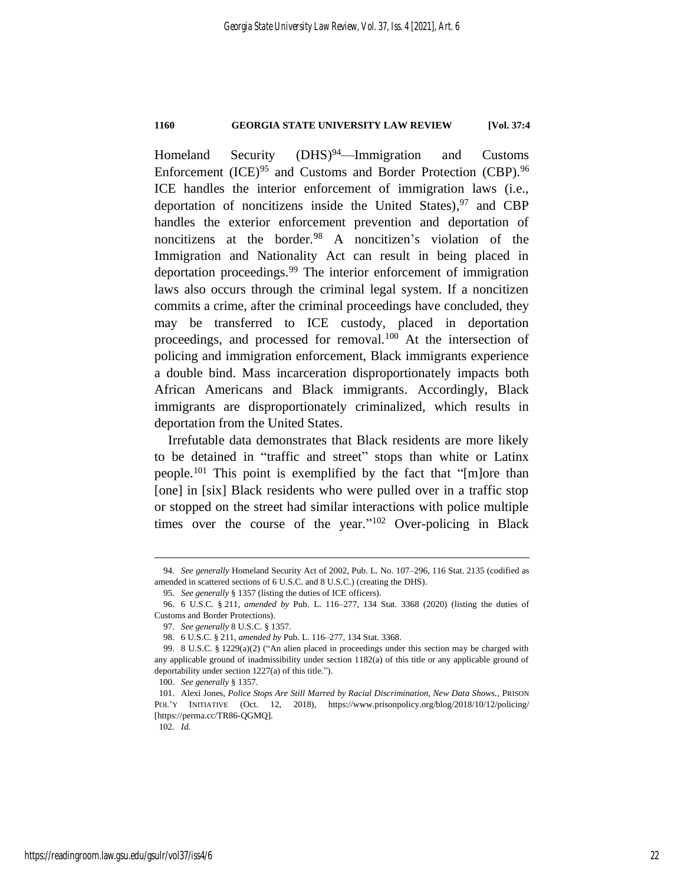Homeland Security (DHS)[94]—Immigration and Customs Enforcement (ICE)[95] and Customs and Border Protection (CBP).[96] ICE handles the interior enforcement of immigration laws (i.e., deportation of noncitizens inside the United States),[97] and CBP handles the exterior enforcement prevention and deportation of noncitizens at the border.[98] A noncitizen's violation of the Immigration and Nationality Act can result in being placed in deportation proceedings.[99] The interior enforcement of immigration laws also occurs through the criminal legal system. If a noncitizen commits a crime, after the criminal proceedings have concluded, they may be transferred to ICE custody, placed in deportation proceedings, and processed for removal.[100] At the intersection of policing and immigration enforcement, Black immigrants experience a double bind. Mass incarceration disproportionately impacts both African Americans and Black immigrants. Accordingly, Black immigrants are disproportionately criminalized, which results in deportation from the United States.

Irrefutable data demonstrates that Black residents are more likely to be detained in "traffic and street" stops than white or Latinx people.[101] This point is exemplified by the fact that "[m]ore than [one] in [six] Black residents who were pulled over in a traffic stop or stopped on the street had similar interactions with police multiple times over the course of the year."[102] Over-policing in Black

---

94. *See generally* Homeland Security Act of 2002, Pub. L. No. 107–296, 116 Stat. 2135 (codified as amended in scattered sections of 6 U.S.C. and 8 U.S.C.) (creating the DHS).

95. *See generally* § 1357 (listing the duties of ICE officers).

96. 6 U.S.C. § 211, *amended by* Pub. L. 116–277, 134 Stat. 3368 (2020) (listing the duties of Customs and Border Protections).

97. *See generally* 8 U.S.C. § 1357.

98. 6 U.S.C. § 211, *amended by* Pub. L. 116–277, 134 Stat. 3368.

99. 8 U.S.C. § 1229(a)(2) ("An alien placed in proceedings under this section may be charged with any applicable ground of inadmissibility under section 1182(a) of this title or any applicable ground of deportability under section 1227(a) of this title.").

100. *See generally* § 1357.

101. Alexi Jones, *Police Stops Are Still Marred by Racial Discrimination, New Data Shows.*, PRISON POL'Y INITIATIVE (Oct. 12, 2018), https://www.prisonpolicy.org/blog/2018/10/12/policing/ [https://perma.cc/TR86-QGMQ].

102. *Id.*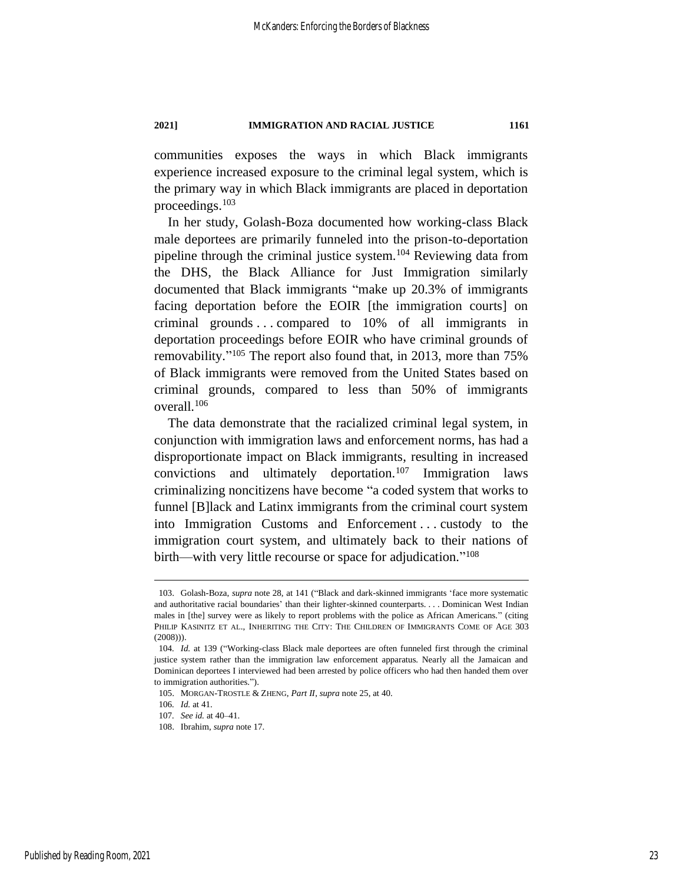communities exposes the ways in which Black immigrants experience increased exposure to the criminal legal system, which is the primary way in which Black immigrants are placed in deportation proceedings.[103]

In her study, Golash-Boza documented how working-class Black male deportees are primarily funneled into the prison-to-deportation pipeline through the criminal justice system.[104] Reviewing data from the DHS, the Black Alliance for Just Immigration similarly documented that Black immigrants "make up 20.3% of immigrants facing deportation before the EOIR [the immigration courts] on criminal grounds . . . compared to 10% of all immigrants in deportation proceedings before EOIR who have criminal grounds of removability."[105] The report also found that, in 2013, more than 75% of Black immigrants were removed from the United States based on criminal grounds, compared to less than 50% of immigrants overall.[106]

The data demonstrate that the racialized criminal legal system, in conjunction with immigration laws and enforcement norms, has had a disproportionate impact on Black immigrants, resulting in increased convictions and ultimately deportation.[107] Immigration laws criminalizing noncitizens have become "a coded system that works to funnel [B]lack and Latinx immigrants from the criminal court system into Immigration Customs and Enforcement . . . custody to the immigration court system, and ultimately back to their nations of birth—with very little recourse or space for adjudication."[108]

---

103. Golash-Boza, *supra* note 28, at 141 ("Black and dark-skinned immigrants 'face more systematic and authoritative racial boundaries' than their lighter-skinned counterparts. . . . Dominican West Indian males in [the] survey were as likely to report problems with the police as African Americans." (citing PHILIP KASINITZ ET AL., INHERITING THE CITY: THE CHILDREN OF IMMIGRANTS COME OF AGE 303 (2008))).

104. *Id.* at 139 ("Working-class Black male deportees are often funneled first through the criminal justice system rather than the immigration law enforcement apparatus. Nearly all the Jamaican and Dominican deportees I interviewed had been arrested by police officers who had then handed them over to immigration authorities.").

105. MORGAN-TROSTLE & ZHENG, *Part II*, *supra* note 25, at 40.

106. *Id.* at 41.

107. *See id.* at 40–41.

108. Ibrahim, *supra* note 17.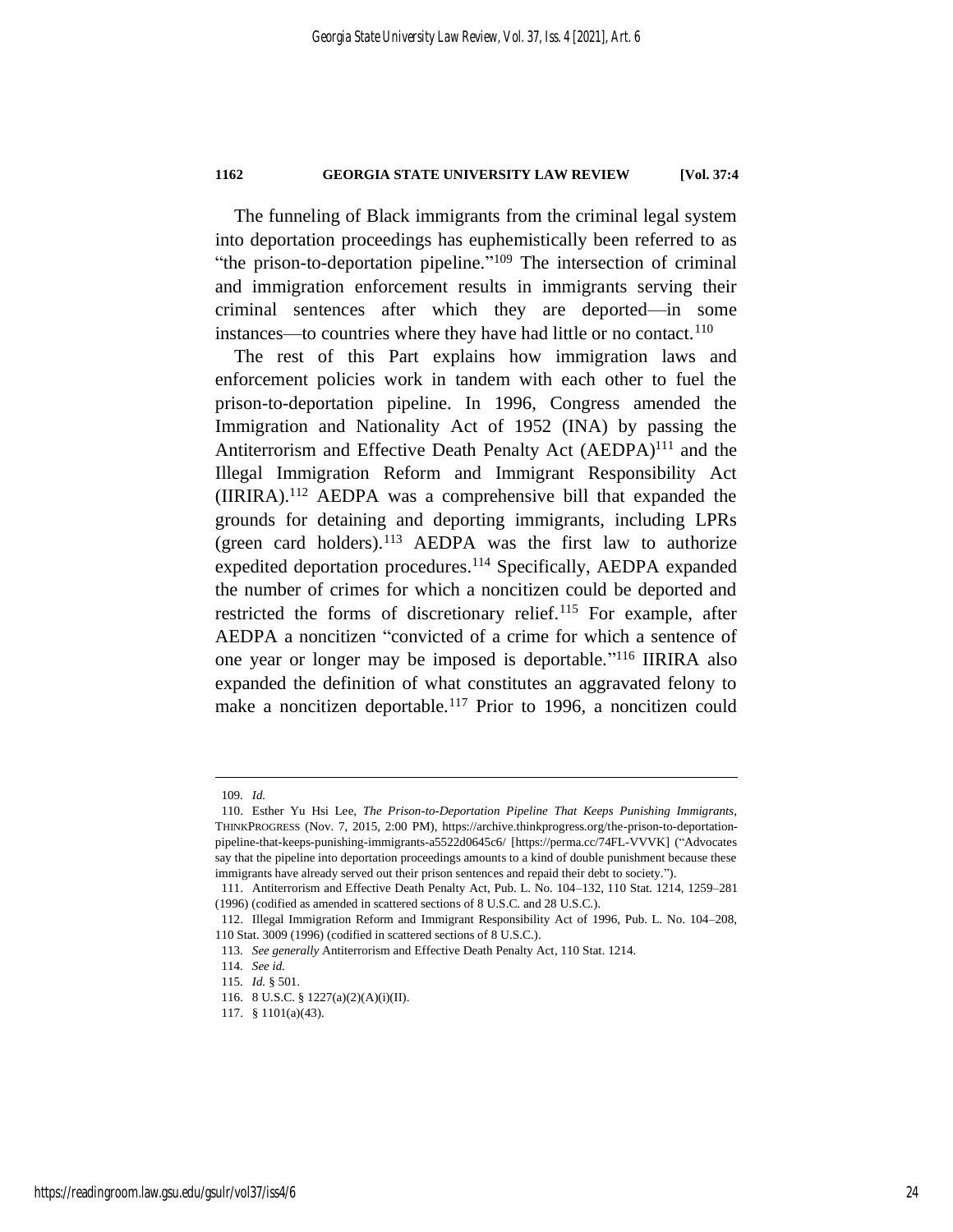The funneling of Black immigrants from the criminal legal system into deportation proceedings has euphemistically been referred to as "the prison-to-deportation pipeline."[109] The intersection of criminal and immigration enforcement results in immigrants serving their criminal sentences after which they are deported—in some instances—to countries where they have had little or no contact.[110]

The rest of this Part explains how immigration laws and enforcement policies work in tandem with each other to fuel the prison-to-deportation pipeline. In 1996, Congress amended the Immigration and Nationality Act of 1952 (INA) by passing the Antiterrorism and Effective Death Penalty Act (AEDPA)[111] and the Illegal Immigration Reform and Immigrant Responsibility Act (IIRIRA).[112] AEDPA was a comprehensive bill that expanded the grounds for detaining and deporting immigrants, including LPRs (green card holders).[113] AEDPA was the first law to authorize expedited deportation procedures.[114] Specifically, AEDPA expanded the number of crimes for which a noncitizen could be deported and restricted the forms of discretionary relief.[115] For example, after AEDPA a noncitizen "convicted of a crime for which a sentence of one year or longer may be imposed is deportable."[116] IIRIRA also expanded the definition of what constitutes an aggravated felony to make a noncitizen deportable.[117] Prior to 1996, a noncitizen could

---

109. *Id.*

110. Esther Yu Hsi Lee, *The Prison-to-Deportation Pipeline That Keeps Punishing Immigrants*, THINKPROGRESS (Nov. 7, 2015, 2:00 PM), https://archive.thinkprogress.org/the-prison-to-deportation-pipeline-that-keeps-punishing-immigrants-a5522d0645c6/ [https://perma.cc/74FL-VVVK] ("Advocates say that the pipeline into deportation proceedings amounts to a kind of double punishment because these immigrants have already served out their prison sentences and repaid their debt to society.").

111. Antiterrorism and Effective Death Penalty Act, Pub. L. No. 104–132, 110 Stat. 1214, 1259–281 (1996) (codified as amended in scattered sections of 8 U.S.C. and 28 U.S.C.).

112. Illegal Immigration Reform and Immigrant Responsibility Act of 1996, Pub. L. No. 104–208, 110 Stat. 3009 (1996) (codified in scattered sections of 8 U.S.C.).

113. *See generally* Antiterrorism and Effective Death Penalty Act, 110 Stat. 1214.

114. *See id.*

115. *Id.* § 501.

116. 8 U.S.C. § 1227(a)(2)(A)(i)(II).

117. § 1101(a)(43).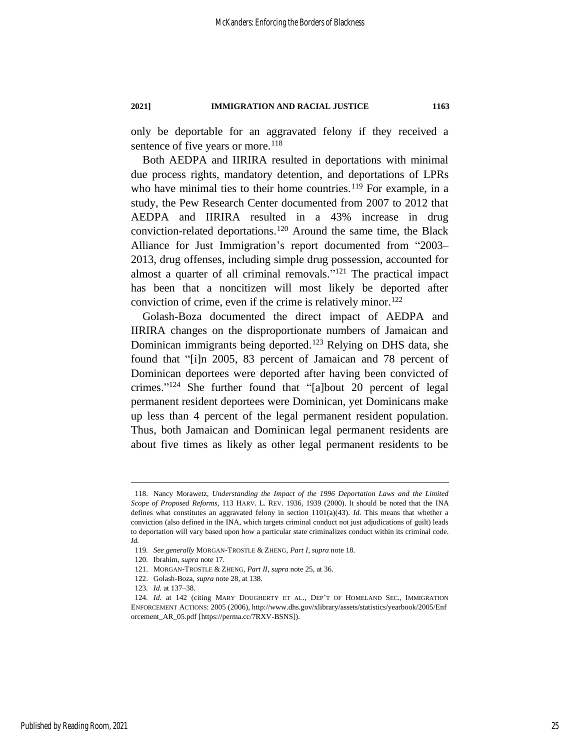only be deportable for an aggravated felony if they received a sentence of five years or more.[118]

Both AEDPA and IIRIRA resulted in deportations with minimal due process rights, mandatory detention, and deportations of LPRs who have minimal ties to their home countries.[119] For example, in a study, the Pew Research Center documented from 2007 to 2012 that AEDPA and IIRIRA resulted in a 43% increase in drug conviction-related deportations.[120] Around the same time, the Black Alliance for Just Immigration's report documented from "2003–2013, drug offenses, including simple drug possession, accounted for almost a quarter of all criminal removals."[121] The practical impact has been that a noncitizen will most likely be deported after conviction of crime, even if the crime is relatively minor.[122]

Golash-Boza documented the direct impact of AEDPA and IIRIRA changes on the disproportionate numbers of Jamaican and Dominican immigrants being deported.[123] Relying on DHS data, she found that "[i]n 2005, 83 percent of Jamaican and 78 percent of Dominican deportees were deported after having been convicted of crimes."[124] She further found that "[a]bout 20 percent of legal permanent resident deportees were Dominican, yet Dominicans make up less than 4 percent of the legal permanent resident population. Thus, both Jamaican and Dominican legal permanent residents are about five times as likely as other legal permanent residents to be

---

118. Nancy Morawetz, *Understanding the Impact of the 1996 Deportation Laws and the Limited Scope of Proposed Reforms*, 113 HARV. L. REV. 1936, 1939 (2000). It should be noted that the INA defines what constitutes an aggravated felony in section 1101(a)(43). *Id.* This means that whether a conviction (also defined in the INA, which targets criminal conduct not just adjudications of guilt) leads to deportation will vary based upon how a particular state criminalizes conduct within its criminal code. *Id.*

119. *See generally* MORGAN-TROSTLE & ZHENG, *Part I*, *supra* note 18.

120. Ibrahim, *supra* note 17.

121. MORGAN-TROSTLE & ZHENG, *Part II*, *supra* note 25, at 36.

122. Golash-Boza, *supra* note 28, at 138.

123. *Id.* at 137–38.

124. *Id.* at 142 (citing MARY DOUGHERTY ET AL., DEP'T OF HOMELAND SEC., IMMIGRATION ENFORCEMENT ACTIONS: 2005 (2006), http://www.dhs.gov/xlibrary/assets/statistics/yearbook/2005/Enforcement_AR_05.pdf [https://perma.cc/7RXV-BSNS]).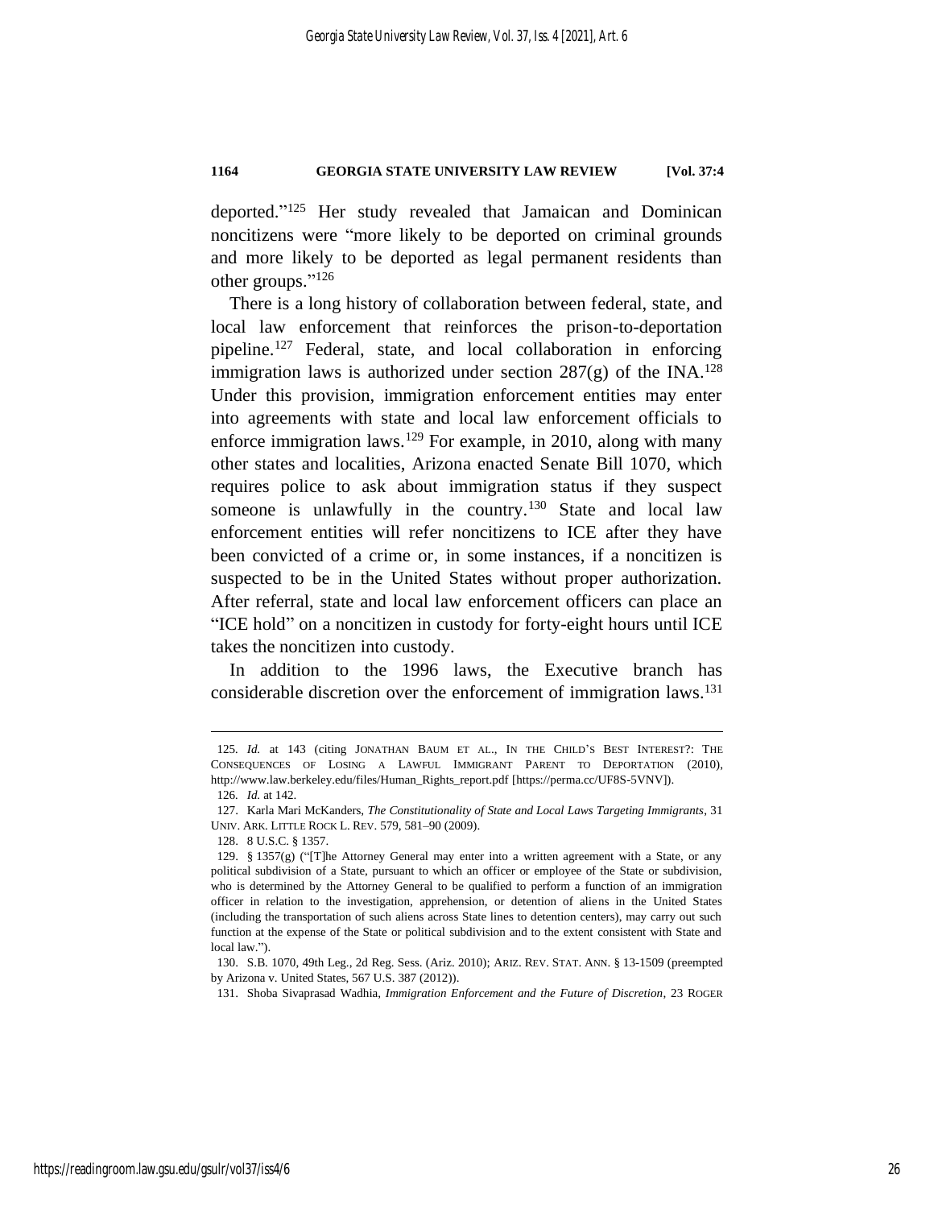deported."[125] Her study revealed that Jamaican and Dominican noncitizens were "more likely to be deported on criminal grounds and more likely to be deported as legal permanent residents than other groups."[126]

There is a long history of collaboration between federal, state, and local law enforcement that reinforces the prison-to-deportation pipeline.[127] Federal, state, and local collaboration in enforcing immigration laws is authorized under section 287(g) of the INA.[128] Under this provision, immigration enforcement entities may enter into agreements with state and local law enforcement officials to enforce immigration laws.[129] For example, in 2010, along with many other states and localities, Arizona enacted Senate Bill 1070, which requires police to ask about immigration status if they suspect someone is unlawfully in the country.[130] State and local law enforcement entities will refer noncitizens to ICE after they have been convicted of a crime or, in some instances, if a noncitizen is suspected to be in the United States without proper authorization. After referral, state and local law enforcement officers can place an "ICE hold" on a noncitizen in custody for forty-eight hours until ICE takes the noncitizen into custody.

In addition to the 1996 laws, the Executive branch has considerable discretion over the enforcement of immigration laws.[131]

---

125. *Id.* at 143 (citing JONATHAN BAUM ET AL., IN THE CHILD'S BEST INTEREST?: THE CONSEQUENCES OF LOSING A LAWFUL IMMIGRANT PARENT TO DEPORTATION (2010), http://www.law.berkeley.edu/files/Human_Rights_report.pdf [https://perma.cc/UF8S-5VNV]).

126. *Id.* at 142.

127. Karla Mari McKanders, *The Constitutionality of State and Local Laws Targeting Immigrants*, 31 UNIV. ARK. LITTLE ROCK L. REV. 579, 581–90 (2009).

128. 8 U.S.C. § 1357.

129. § 1357(g) ("[T]he Attorney General may enter into a written agreement with a State, or any political subdivision of a State, pursuant to which an officer or employee of the State or subdivision, who is determined by the Attorney General to be qualified to perform a function of an immigration officer in relation to the investigation, apprehension, or detention of aliens in the United States (including the transportation of such aliens across State lines to detention centers), may carry out such function at the expense of the State or political subdivision and to the extent consistent with State and local law.").

130. S.B. 1070, 49th Leg., 2d Reg. Sess. (Ariz. 2010); ARIZ. REV. STAT. ANN. § 13-1509 (preempted by Arizona v. United States, 567 U.S. 387 (2012)).

131. Shoba Sivaprasad Wadhia, *Immigration Enforcement and the Future of Discretion*, 23 ROGER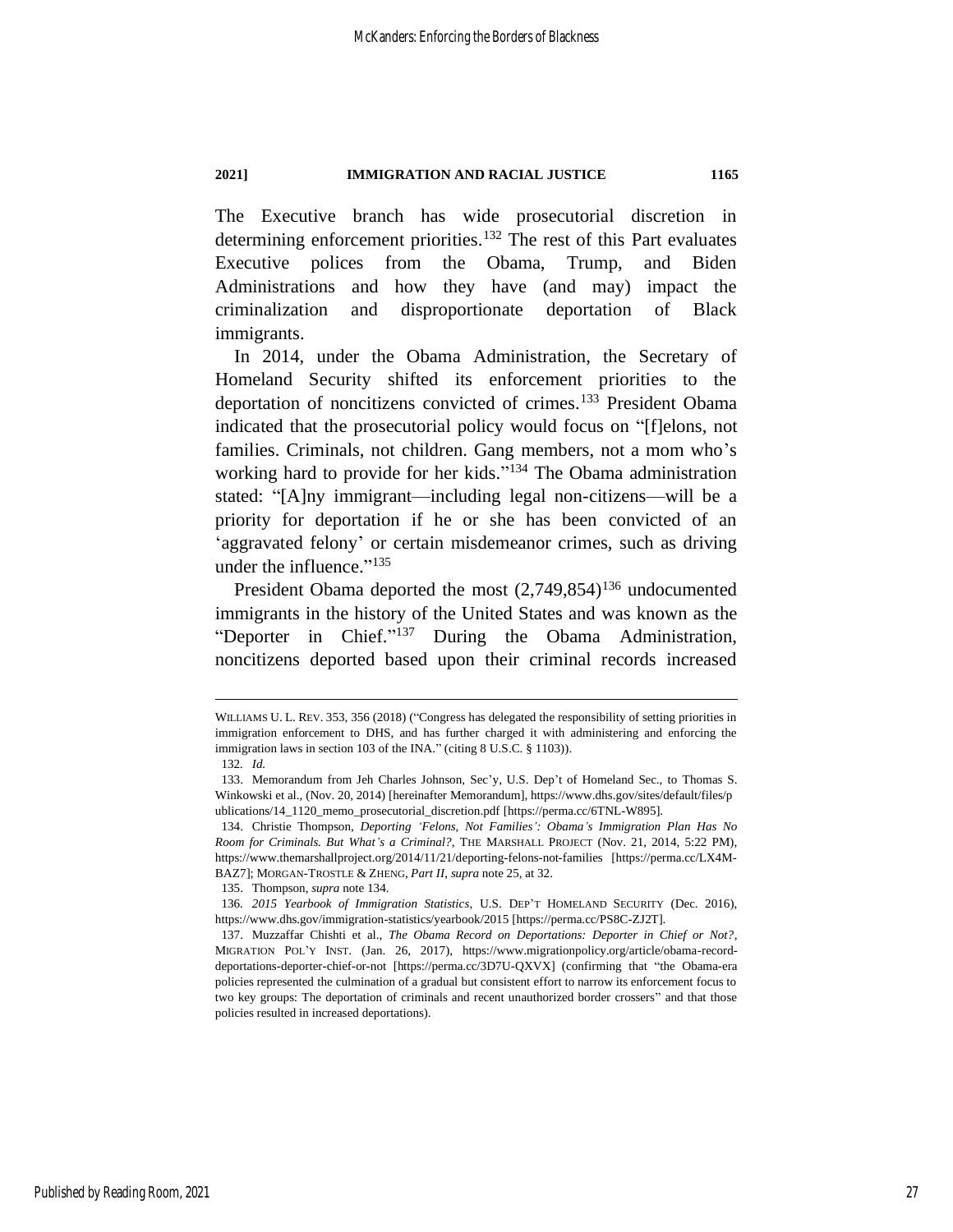The Executive branch has wide prosecutorial discretion in determining enforcement priorities.[132] The rest of this Part evaluates Executive polices from the Obama, Trump, and Biden Administrations and how they have (and may) impact the criminalization and disproportionate deportation of Black immigrants.

In 2014, under the Obama Administration, the Secretary of Homeland Security shifted its enforcement priorities to the deportation of noncitizens convicted of crimes.[133] President Obama indicated that the prosecutorial policy would focus on "[f]elons, not families. Criminals, not children. Gang members, not a mom who's working hard to provide for her kids."[134] The Obama administration stated: "[A]ny immigrant—including legal non-citizens—will be a priority for deportation if he or she has been convicted of an 'aggravated felony' or certain misdemeanor crimes, such as driving under the influence."[135]

President Obama deported the most (2,749,854)[136] undocumented immigrants in the history of the United States and was known as the "Deporter in Chief."[137] During the Obama Administration, noncitizens deported based upon their criminal records increased

---

WILLIAMS U. L. REV. 353, 356 (2018) ("Congress has delegated the responsibility of setting priorities in immigration enforcement to DHS, and has further charged it with administering and enforcing the immigration laws in section 103 of the INA." (citing 8 U.S.C. § 1103)).

132. *Id.*

133. Memorandum from Jeh Charles Johnson, Sec'y, U.S. Dep't of Homeland Sec., to Thomas S. Winkowski et al., (Nov. 20, 2014) [hereinafter Memorandum], https://www.dhs.gov/sites/default/files/publications/14_1120_memo_prosecutorial_discretion.pdf [https://perma.cc/6TNL-W895].

134. Christie Thompson, *Deporting 'Felons, Not Families': Obama's Immigration Plan Has No Room for Criminals. But What's a Criminal?*, THE MARSHALL PROJECT (Nov. 21, 2014, 5:22 PM), https://www.themarshallproject.org/2014/11/21/deporting-felons-not-families [https://perma.cc/LX4M-BAZ7]; MORGAN-TROSTLE & ZHENG, *Part II*, *supra* note 25, at 32.

135. Thompson, *supra* note 134.

136. *2015 Yearbook of Immigration Statistics*, U.S. DEP'T HOMELAND SECURITY (Dec. 2016), https://www.dhs.gov/immigration-statistics/yearbook/2015 [https://perma.cc/PS8C-ZJ2T].

137. Muzzaffar Chishti et al., *The Obama Record on Deportations: Deporter in Chief or Not?*, MIGRATION POL'Y INST. (Jan. 26, 2017), https://www.migrationpolicy.org/article/obama-record-deportations-deporter-chief-or-not [https://perma.cc/3D7U-QXVX] (confirming that "the Obama-era policies represented the culmination of a gradual but consistent effort to narrow its enforcement focus to two key groups: The deportation of criminals and recent unauthorized border crossers" and that those policies resulted in increased deportations).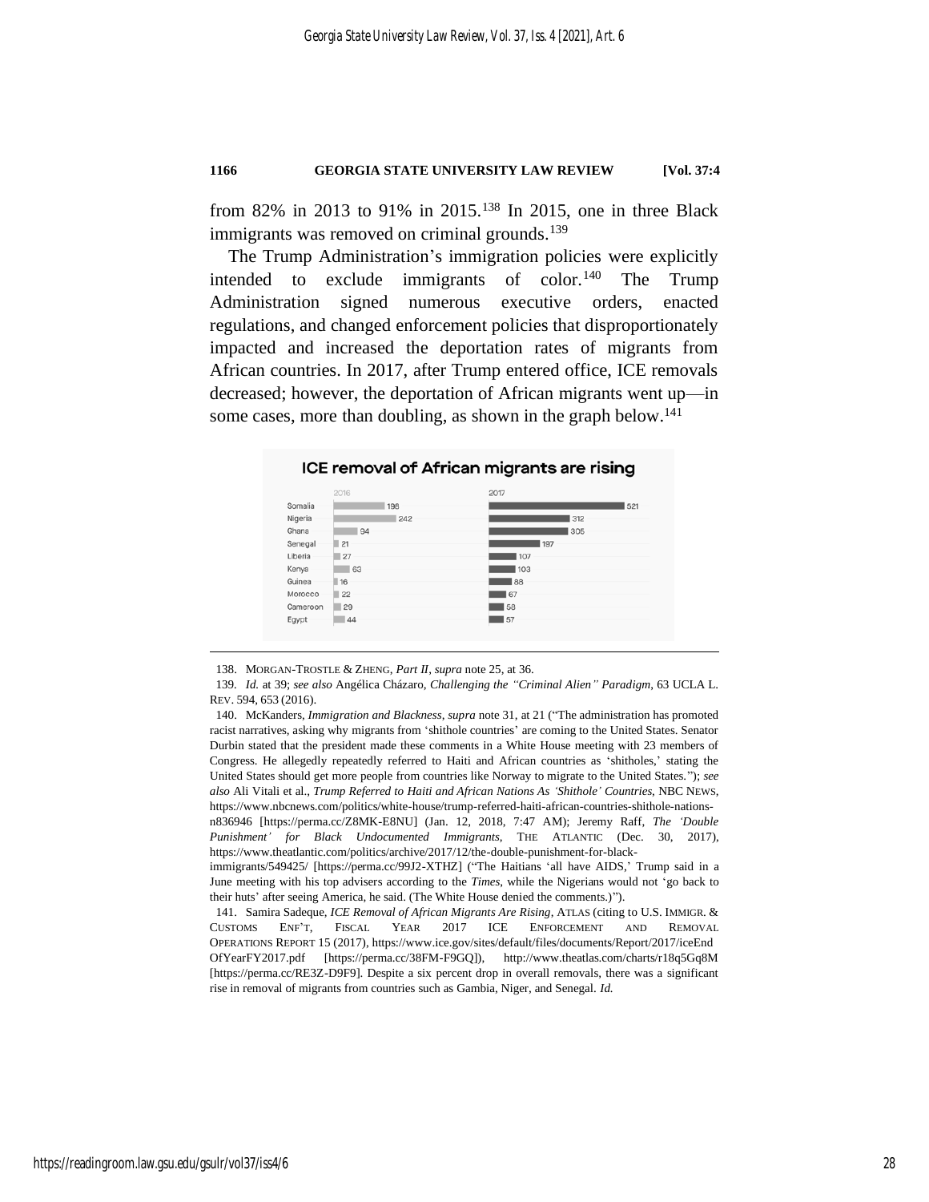from 82% in 2013 to 91% in 2015.[138] In 2015, one in three Black immigrants was removed on criminal grounds.[139]

The Trump Administration's immigration policies were explicitly intended to exclude immigrants of color.[140] The Trump Administration signed numerous executive orders, enacted regulations, and changed enforcement policies that disproportionately impacted and increased the deportation rates of migrants from African countries. In 2017, after Trump entered office, ICE removals decreased; however, the deportation of African migrants went up—in some cases, more than doubling, as shown in the graph below.[141]

**ICE removal of African migrants are rising**

| | 2016 | 2017 |
|---|---|---|
| Somalia | 198 | 521 |
| Nigeria | 242 | 312 |
| Ghana | 94 | 305 |
| Senegal | 21 | 197 |
| Liberia | 27 | 107 |
| Kenya | 63 | 103 |
| Guinea | 16 | 88 |
| Morocco | 22 | 67 |
| Cameroon | 29 | 58 |
| Egypt | 44 | 57 |

---

138. MORGAN-TROSTLE & ZHENG, *Part II*, *supra* note 25, at 36.

139. *Id.* at 39; *see also* Angélica Cházaro, *Challenging the "Criminal Alien" Paradigm*, 63 UCLA L. REV. 594, 653 (2016).

140. McKanders, *Immigration and Blackness*, *supra* note 31, at 21 ("The administration has promoted racist narratives, asking why migrants from 'shithole countries' are coming to the United States. Senator Durbin stated that the president made these comments in a White House meeting with 23 members of Congress. He allegedly repeatedly referred to Haiti and African countries as 'shitholes,' stating the United States should get more people from countries like Norway to migrate to the United States."); *see also* Ali Vitali et al., *Trump Referred to Haiti and African Nations As 'Shithole' Countries*, NBC NEWS, https://www.nbcnews.com/politics/white-house/trump-referred-haiti-african-countries-shithole-nations-n836946 [https://perma.cc/Z8MK-E8NU] (Jan. 12, 2018, 7:47 AM); Jeremy Raff, *The 'Double Punishment' for Black Undocumented Immigrants*, THE ATLANTIC (Dec. 30, 2017), https://www.theatlantic.com/politics/archive/2017/12/the-double-punishment-for-black-immigrants/549425/ [https://perma.cc/99J2-XTHZ] ("The Haitians 'all have AIDS,' Trump said in a June meeting with his top advisers according to the *Times*, while the Nigerians would not 'go back to their huts' after seeing America, he said. (The White House denied the comments.)").

141. Samira Sadeque, *ICE Removal of African Migrants Are Rising*, ATLAS (citing to U.S. IMMIGR. & CUSTOMS ENF'T, FISCAL YEAR 2017 ICE ENFORCEMENT AND REMOVAL OPERATIONS REPORT 15 (2017), https://www.ice.gov/sites/default/files/documents/Report/2017/iceEndOfYearFY2017.pdf [https://perma.cc/38FM-F9GQ]), http://www.theatlas.com/charts/r18q5Gq8M [https://perma.cc/RE3Z-D9F9]. Despite a six percent drop in overall removals, there was a significant rise in removal of migrants from countries such as Gambia, Niger, and Senegal. *Id.*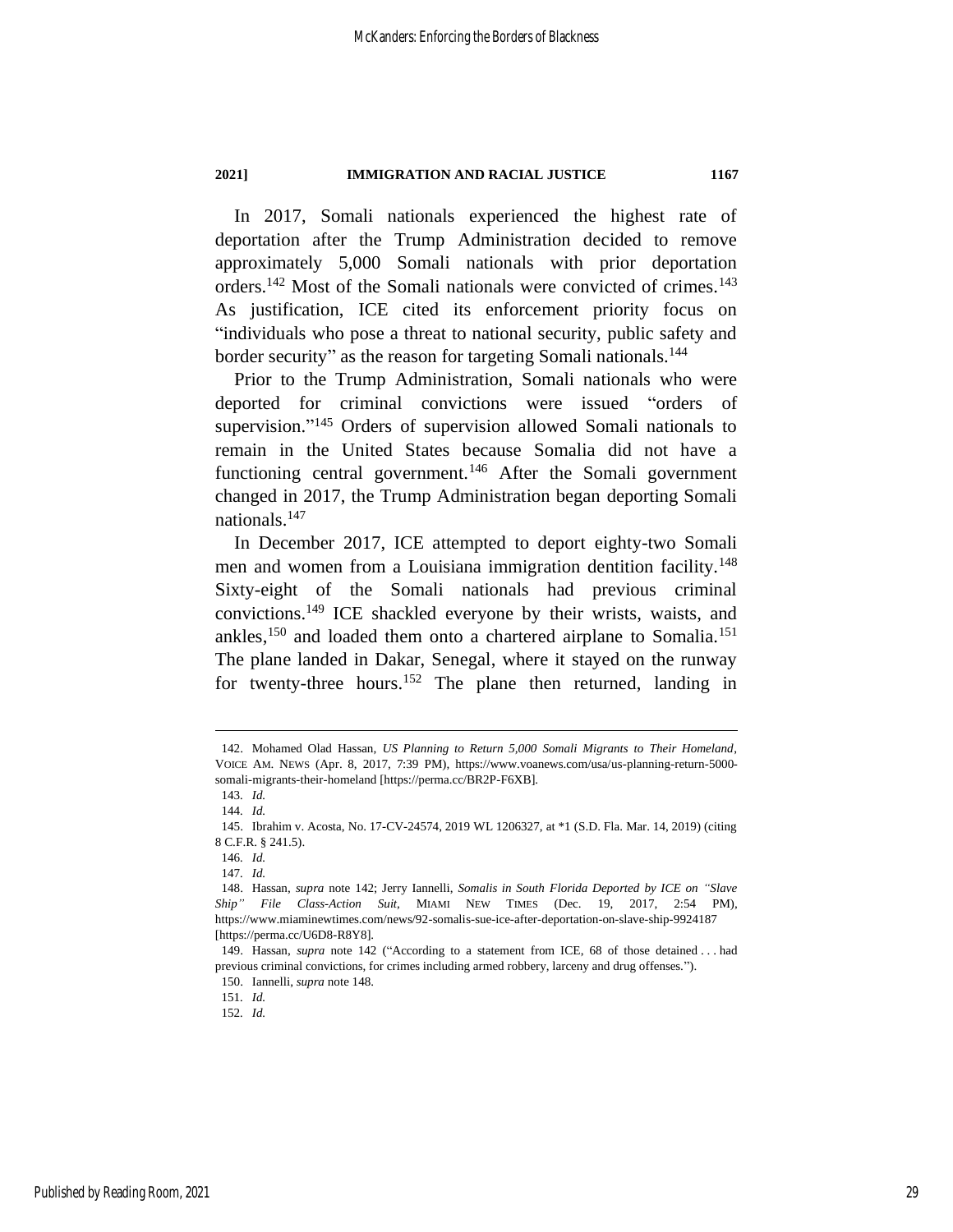In 2017, Somali nationals experienced the highest rate of deportation after the Trump Administration decided to remove approximately 5,000 Somali nationals with prior deportation orders.[142] Most of the Somali nationals were convicted of crimes.[143] As justification, ICE cited its enforcement priority focus on "individuals who pose a threat to national security, public safety and border security" as the reason for targeting Somali nationals.[144]

Prior to the Trump Administration, Somali nationals who were deported for criminal convictions were issued "orders of supervision."[145] Orders of supervision allowed Somali nationals to remain in the United States because Somalia did not have a functioning central government.[146] After the Somali government changed in 2017, the Trump Administration began deporting Somali nationals.[147]

In December 2017, ICE attempted to deport eighty-two Somali men and women from a Louisiana immigration dentition facility.[148] Sixty-eight of the Somali nationals had previous criminal convictions.[149] ICE shackled everyone by their wrists, waists, and ankles,[150] and loaded them onto a chartered airplane to Somalia.[151] The plane landed in Dakar, Senegal, where it stayed on the runway for twenty-three hours.[152] The plane then returned, landing in

---

142. Mohamed Olad Hassan, *US Planning to Return 5,000 Somali Migrants to Their Homeland*, VOICE AM. NEWS (Apr. 8, 2017, 7:39 PM), https://www.voanews.com/usa/us-planning-return-5000-somali-migrants-their-homeland [https://perma.cc/BR2P-F6XB].

143. *Id.*

144. *Id.*

145. Ibrahim v. Acosta, No. 17-CV-24574, 2019 WL 1206327, at *1 (S.D. Fla. Mar. 14, 2019) (citing 8 C.F.R. § 241.5).

146. *Id.*

147. *Id.*

148. Hassan, *supra* note 142; Jerry Iannelli, *Somalis in South Florida Deported by ICE on "Slave Ship" File Class-Action Suit*, MIAMI NEW TIMES (Dec. 19, 2017, 2:54 PM), https://www.miaminewtimes.com/news/92-somalis-sue-ice-after-deportation-on-slave-ship-9924187 [https://perma.cc/U6D8-R8Y8].

149. Hassan, *supra* note 142 ("According to a statement from ICE, 68 of those detained . . . had previous criminal convictions, for crimes including armed robbery, larceny and drug offenses.").

150. Iannelli, *supra* note 148.

151. *Id.*

152. *Id.*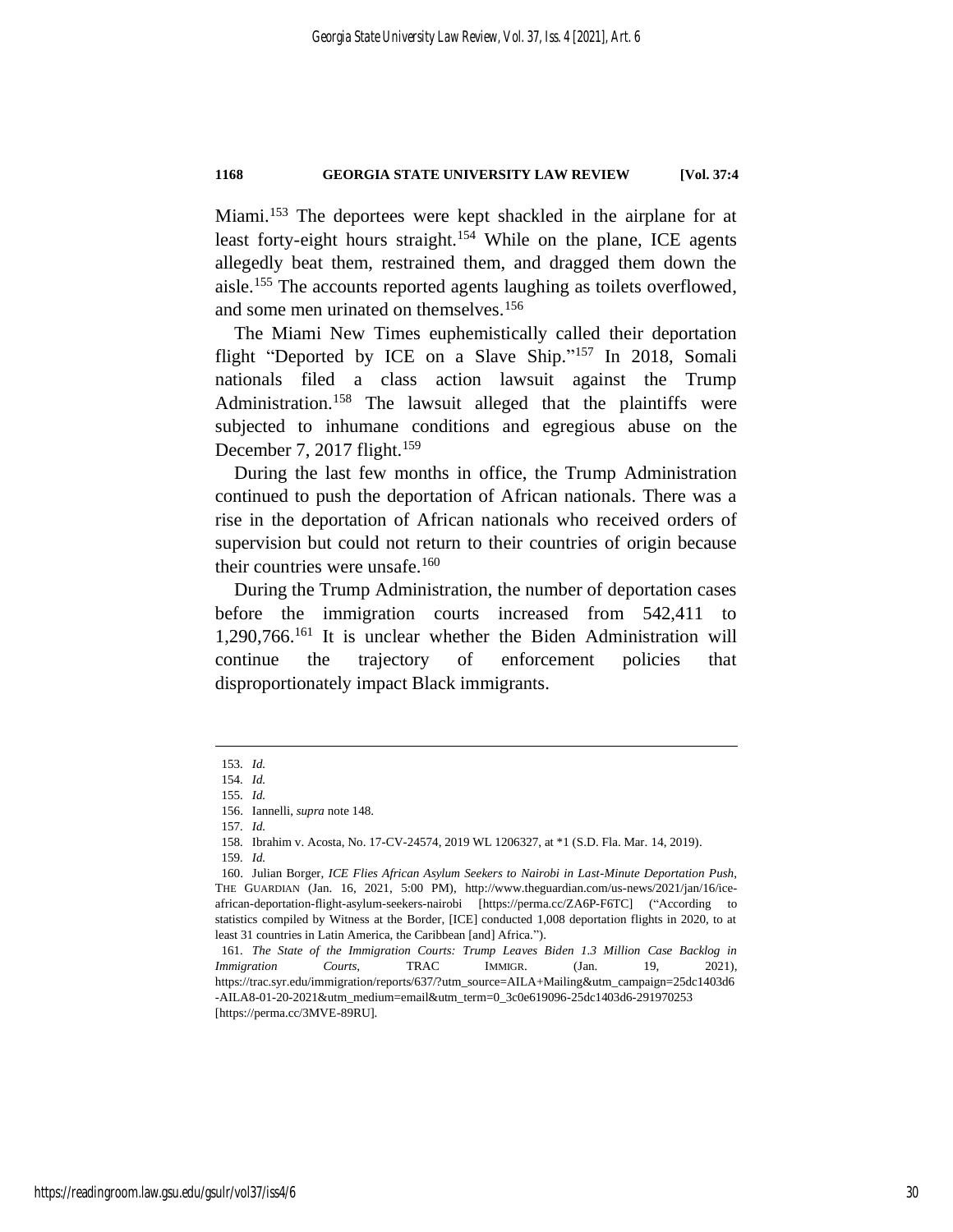Miami.[153] The deportees were kept shackled in the airplane for at least forty-eight hours straight.[154] While on the plane, ICE agents allegedly beat them, restrained them, and dragged them down the aisle.[155] The accounts reported agents laughing as toilets overflowed, and some men urinated on themselves.[156]

The Miami New Times euphemistically called their deportation flight "Deported by ICE on a Slave Ship."[157] In 2018, Somali nationals filed a class action lawsuit against the Trump Administration.[158] The lawsuit alleged that the plaintiffs were subjected to inhumane conditions and egregious abuse on the December 7, 2017 flight.[159]

During the last few months in office, the Trump Administration continued to push the deportation of African nationals. There was a rise in the deportation of African nationals who received orders of supervision but could not return to their countries of origin because their countries were unsafe.[160]

During the Trump Administration, the number of deportation cases before the immigration courts increased from 542,411 to 1,290,766.[161] It is unclear whether the Biden Administration will continue the trajectory of enforcement policies that disproportionately impact Black immigrants.

---

153. *Id.*

154. *Id.*

155. *Id.*

156. Iannelli, *supra* note 148.

157. *Id.*

158. Ibrahim v. Acosta, No. 17-CV-24574, 2019 WL 1206327, at *1 (S.D. Fla. Mar. 14, 2019).

159. *Id.*

160. Julian Borger, *ICE Flies African Asylum Seekers to Nairobi in Last-Minute Deportation Push*, THE GUARDIAN (Jan. 16, 2021, 5:00 PM), http://www.theguardian.com/us-news/2021/jan/16/ice-african-deportation-flight-asylum-seekers-nairobi [https://perma.cc/ZA6P-F6TC] ("According to statistics compiled by Witness at the Border, [ICE] conducted 1,008 deportation flights in 2020, to at least 31 countries in Latin America, the Caribbean [and] Africa.").

161. *The State of the Immigration Courts: Trump Leaves Biden 1.3 Million Case Backlog in Immigration Courts*, TRAC IMMIGR. (Jan. 19, 2021), https://trac.syr.edu/immigration/reports/637/?utm_source=AILA+Mailing&utm_campaign=25dc1403d6-AILA8-01-20-2021&utm_medium=email&utm_term=0_3c0e619096-25dc1403d6-291970253 [https://perma.cc/3MVE-89RU].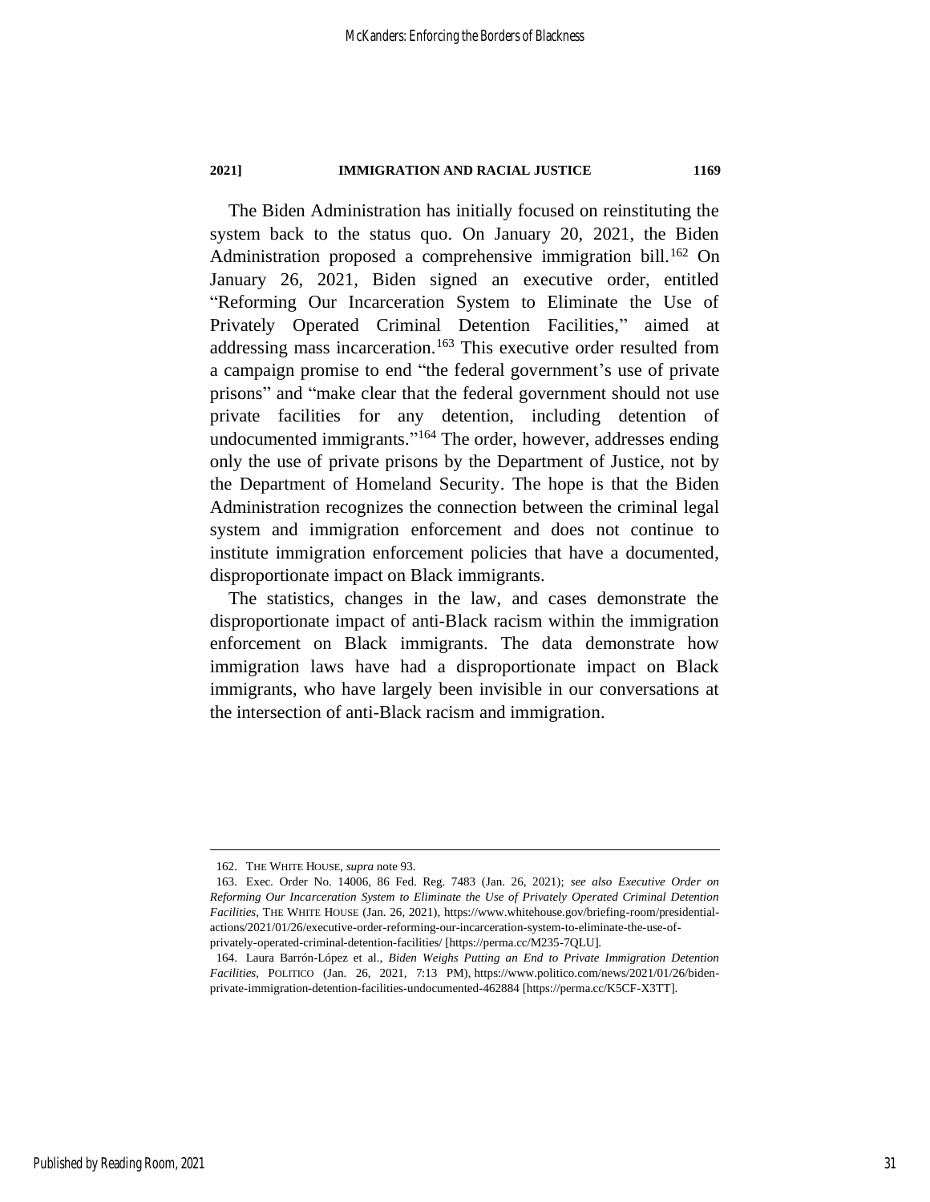The Biden Administration has initially focused on reinstituting the system back to the status quo. On January 20, 2021, the Biden Administration proposed a comprehensive immigration bill.[162] On January 26, 2021, Biden signed an executive order, entitled "Reforming Our Incarceration System to Eliminate the Use of Privately Operated Criminal Detention Facilities," aimed at addressing mass incarceration.[163] This executive order resulted from a campaign promise to end "the federal government's use of private prisons" and "make clear that the federal government should not use private facilities for any detention, including detention of undocumented immigrants."[164] The order, however, addresses ending only the use of private prisons by the Department of Justice, not by the Department of Homeland Security. The hope is that the Biden Administration recognizes the connection between the criminal legal system and immigration enforcement and does not continue to institute immigration enforcement policies that have a documented, disproportionate impact on Black immigrants.

The statistics, changes in the law, and cases demonstrate the disproportionate impact of anti-Black racism within the immigration enforcement on Black immigrants. The data demonstrate how immigration laws have had a disproportionate impact on Black immigrants, who have largely been invisible in our conversations at the intersection of anti-Black racism and immigration.

---

162. THE WHITE HOUSE, *supra* note 93.

163. Exec. Order No. 14006, 86 Fed. Reg. 7483 (Jan. 26, 2021); *see also Executive Order on Reforming Our Incarceration System to Eliminate the Use of Privately Operated Criminal Detention Facilities*, THE WHITE HOUSE (Jan. 26, 2021), https://www.whitehouse.gov/briefing-room/presidential-actions/2021/01/26/executive-order-reforming-our-incarceration-system-to-eliminate-the-use-of-privately-operated-criminal-detention-facilities/ [https://perma.cc/M235-7QLU].

164. Laura Barrón-López et al., *Biden Weighs Putting an End to Private Immigration Detention Facilities*, POLITICO (Jan. 26, 2021, 7:13 PM), https://www.politico.com/news/2021/01/26/biden-private-immigration-detention-facilities-undocumented-462884 [https://perma.cc/K5CF-X3TT].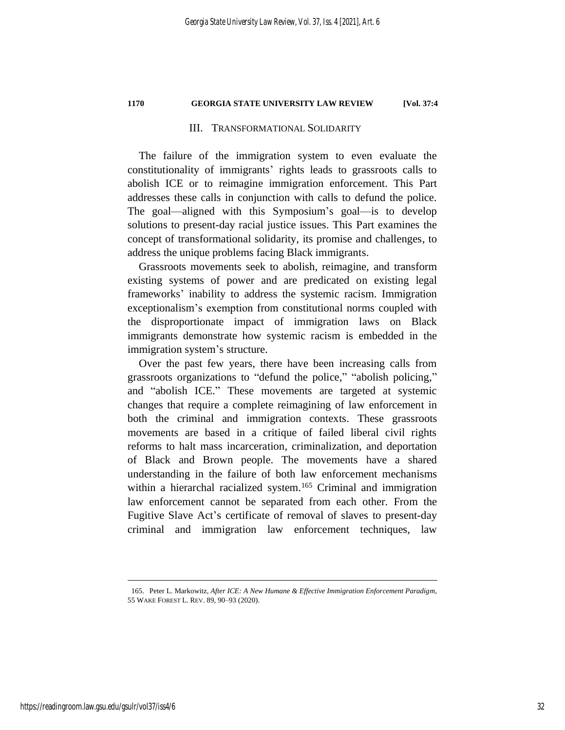## III. Transformational Solidarity

The failure of the immigration system to even evaluate the constitutionality of immigrants' rights leads to grassroots calls to abolish ICE or to reimagine immigration enforcement. This Part addresses these calls in conjunction with calls to defund the police. The goal—aligned with this Symposium's goal—is to develop solutions to present-day racial justice issues. This Part examines the concept of transformational solidarity, its promise and challenges, to address the unique problems facing Black immigrants.

Grassroots movements seek to abolish, reimagine, and transform existing systems of power and are predicated on existing legal frameworks' inability to address the systemic racism. Immigration exceptionalism's exemption from constitutional norms coupled with the disproportionate impact of immigration laws on Black immigrants demonstrate how systemic racism is embedded in the immigration system's structure.

Over the past few years, there have been increasing calls from grassroots organizations to "defund the police," "abolish policing," and "abolish ICE." These movements are targeted at systemic changes that require a complete reimagining of law enforcement in both the criminal and immigration contexts. These grassroots movements are based in a critique of failed liberal civil rights reforms to halt mass incarceration, criminalization, and deportation of Black and Brown people. The movements have a shared understanding in the failure of both law enforcement mechanisms within a hierarchal racialized system.[165] Criminal and immigration law enforcement cannot be separated from each other. From the Fugitive Slave Act's certificate of removal of slaves to present-day criminal and immigration law enforcement techniques, law

165. Peter L. Markowitz, *After ICE: A New Humane & Effective Immigration Enforcement Paradigm*, 55 WAKE FOREST L. REV. 89, 90–93 (2020).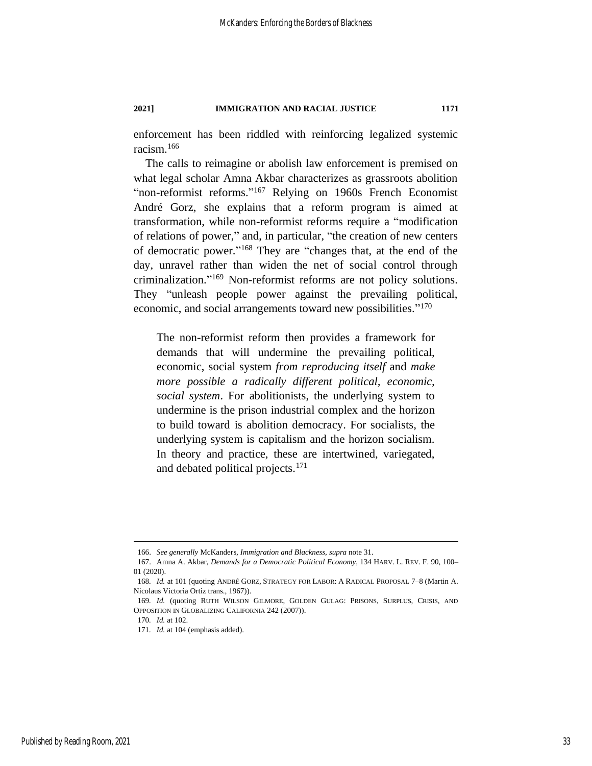enforcement has been riddled with reinforcing legalized systemic racism.[166]

The calls to reimagine or abolish law enforcement is premised on what legal scholar Amna Akbar characterizes as grassroots abolition "non-reformist reforms."[167] Relying on 1960s French Economist André Gorz, she explains that a reform program is aimed at transformation, while non-reformist reforms require a "modification of relations of power," and, in particular, "the creation of new centers of democratic power."[168] They are "changes that, at the end of the day, unravel rather than widen the net of social control through criminalization."[169] Non-reformist reforms are not policy solutions. They "unleash people power against the prevailing political, economic, and social arrangements toward new possibilities."[170]

> The non-reformist reform then provides a framework for demands that will undermine the prevailing political, economic, social system *from reproducing itself* and *make more possible a radically different political, economic, social system*. For abolitionists, the underlying system to undermine is the prison industrial complex and the horizon to build toward is abolition democracy. For socialists, the underlying system is capitalism and the horizon socialism. In theory and practice, these are intertwined, variegated, and debated political projects.[171]

---

166. *See generally* McKanders, *Immigration and Blackness*, *supra* note 31.

167. Amna A. Akbar, *Demands for a Democratic Political Economy*, 134 HARV. L. REV. F. 90, 100–01 (2020).

168. *Id.* at 101 (quoting ANDRÉ GORZ, STRATEGY FOR LABOR: A RADICAL PROPOSAL 7–8 (Martin A. Nicolaus Victoria Ortiz trans., 1967)).

169. *Id.* (quoting RUTH WILSON GILMORE, GOLDEN GULAG: PRISONS, SURPLUS, CRISIS, AND OPPOSITION IN GLOBALIZING CALIFORNIA 242 (2007)).

170. *Id.* at 102.

171. *Id.* at 104 (emphasis added).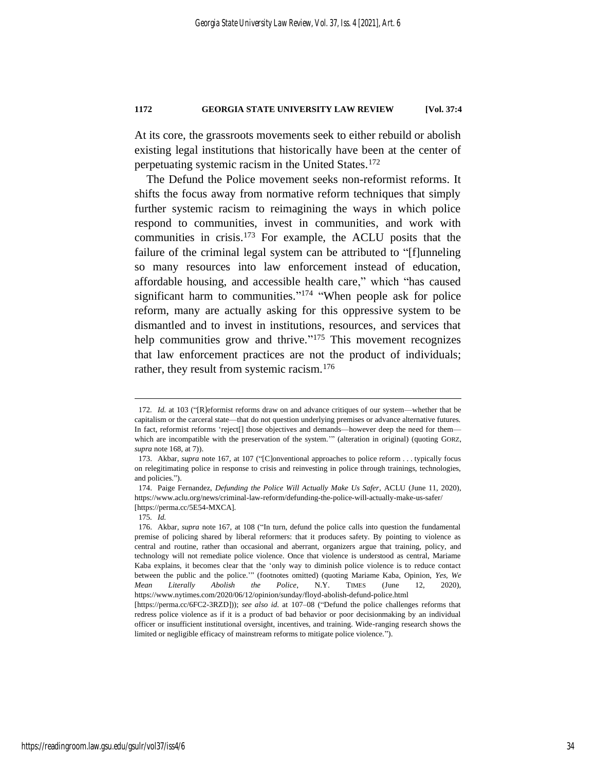At its core, the grassroots movements seek to either rebuild or abolish existing legal institutions that historically have been at the center of perpetuating systemic racism in the United States.[172]

The Defund the Police movement seeks non-reformist reforms. It shifts the focus away from normative reform techniques that simply further systemic racism to reimagining the ways in which police respond to communities, invest in communities, and work with communities in crisis.[173] For example, the ACLU posits that the failure of the criminal legal system can be attributed to "[f]unneling so many resources into law enforcement instead of education, affordable housing, and accessible health care," which "has caused significant harm to communities."[174] "When people ask for police reform, many are actually asking for this oppressive system to be dismantled and to invest in institutions, resources, and services that help communities grow and thrive."[175] This movement recognizes that law enforcement practices are not the product of individuals; rather, they result from systemic racism.[176]

---

172. *Id.* at 103 ("[R]eformist reforms draw on and advance critiques of our system—whether that be capitalism or the carceral state—that do not question underlying premises or advance alternative futures. In fact, reformist reforms 'reject[] those objectives and demands—however deep the need for them—which are incompatible with the preservation of the system.'" (alteration in original) (quoting GORZ, *supra* note 168, at 7)).

173. Akbar, *supra* note 167, at 107 ("[C]onventional approaches to police reform . . . typically focus on relegitimating police in response to crisis and reinvesting in police through trainings, technologies, and policies.").

174. Paige Fernandez, *Defunding the Police Will Actually Make Us Safer*, ACLU (June 11, 2020), https://www.aclu.org/news/criminal-law-reform/defunding-the-police-will-actually-make-us-safer/ [https://perma.cc/5E54-MXCA].

175. *Id.*

176. Akbar, *supra* note 167, at 108 ("In turn, defund the police calls into question the fundamental premise of policing shared by liberal reformers: that it produces safety. By pointing to violence as central and routine, rather than occasional and aberrant, organizers argue that training, policy, and technology will not remediate police violence. Once that violence is understood as central, Mariame Kaba explains, it becomes clear that the 'only way to diminish police violence is to reduce contact between the public and the police.'" (footnotes omitted) (quoting Mariame Kaba, Opinion, *Yes, We Mean Literally Abolish the Police*, N.Y. TIMES (June 12, 2020), https://www.nytimes.com/2020/06/12/opinion/sunday/floyd-abolish-defund-police.html [https://perma.cc/6FC2-3RZD])); *see also id.* at 107–08 ("Defund the police challenges reforms that redress police violence as if it is a product of bad behavior or poor decisionmaking by an individual officer or insufficient institutional oversight, incentives, and training. Wide-ranging research shows the limited or negligible efficacy of mainstream reforms to mitigate police violence.").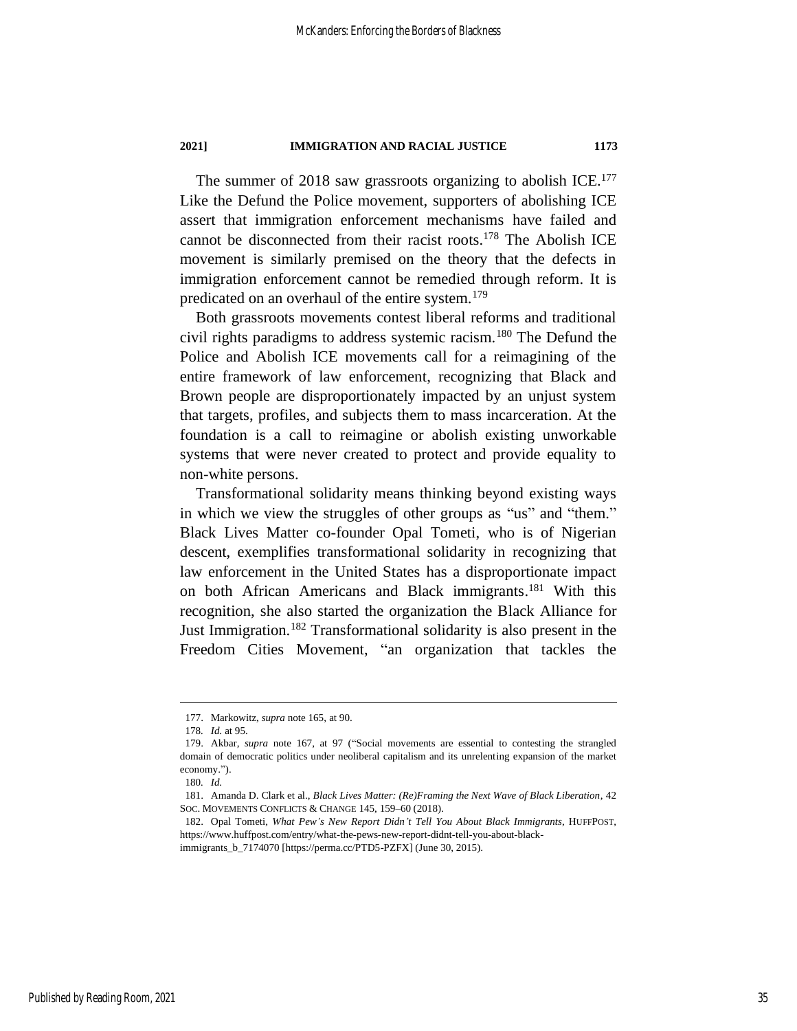The summer of 2018 saw grassroots organizing to abolish ICE.[177] Like the Defund the Police movement, supporters of abolishing ICE assert that immigration enforcement mechanisms have failed and cannot be disconnected from their racist roots.[178] The Abolish ICE movement is similarly premised on the theory that the defects in immigration enforcement cannot be remedied through reform. It is predicated on an overhaul of the entire system.[179]

Both grassroots movements contest liberal reforms and traditional civil rights paradigms to address systemic racism.[180] The Defund the Police and Abolish ICE movements call for a reimagining of the entire framework of law enforcement, recognizing that Black and Brown people are disproportionately impacted by an unjust system that targets, profiles, and subjects them to mass incarceration. At the foundation is a call to reimagine or abolish existing unworkable systems that were never created to protect and provide equality to non-white persons.

Transformational solidarity means thinking beyond existing ways in which we view the struggles of other groups as "us" and "them." Black Lives Matter co-founder Opal Tometi, who is of Nigerian descent, exemplifies transformational solidarity in recognizing that law enforcement in the United States has a disproportionate impact on both African Americans and Black immigrants.[181] With this recognition, she also started the organization the Black Alliance for Just Immigration.[182] Transformational solidarity is also present in the Freedom Cities Movement, "an organization that tackles the

---

177. Markowitz, *supra* note 165, at 90.

178. *Id.* at 95.

179. Akbar, *supra* note 167, at 97 ("Social movements are essential to contesting the strangled domain of democratic politics under neoliberal capitalism and its unrelenting expansion of the market economy.").

180. *Id.*

181. Amanda D. Clark et al., *Black Lives Matter: (Re)Framing the Next Wave of Black Liberation*, 42 SOC. MOVEMENTS CONFLICTS & CHANGE 145, 159–60 (2018).

182. Opal Tometi, *What Pew's New Report Didn't Tell You About Black Immigrants*, HUFFPOST, https://www.huffpost.com/entry/what-the-pews-new-report-didnt-tell-you-about-black-immigrants_b_7174070 [https://perma.cc/PTD5-PZFX] (June 30, 2015).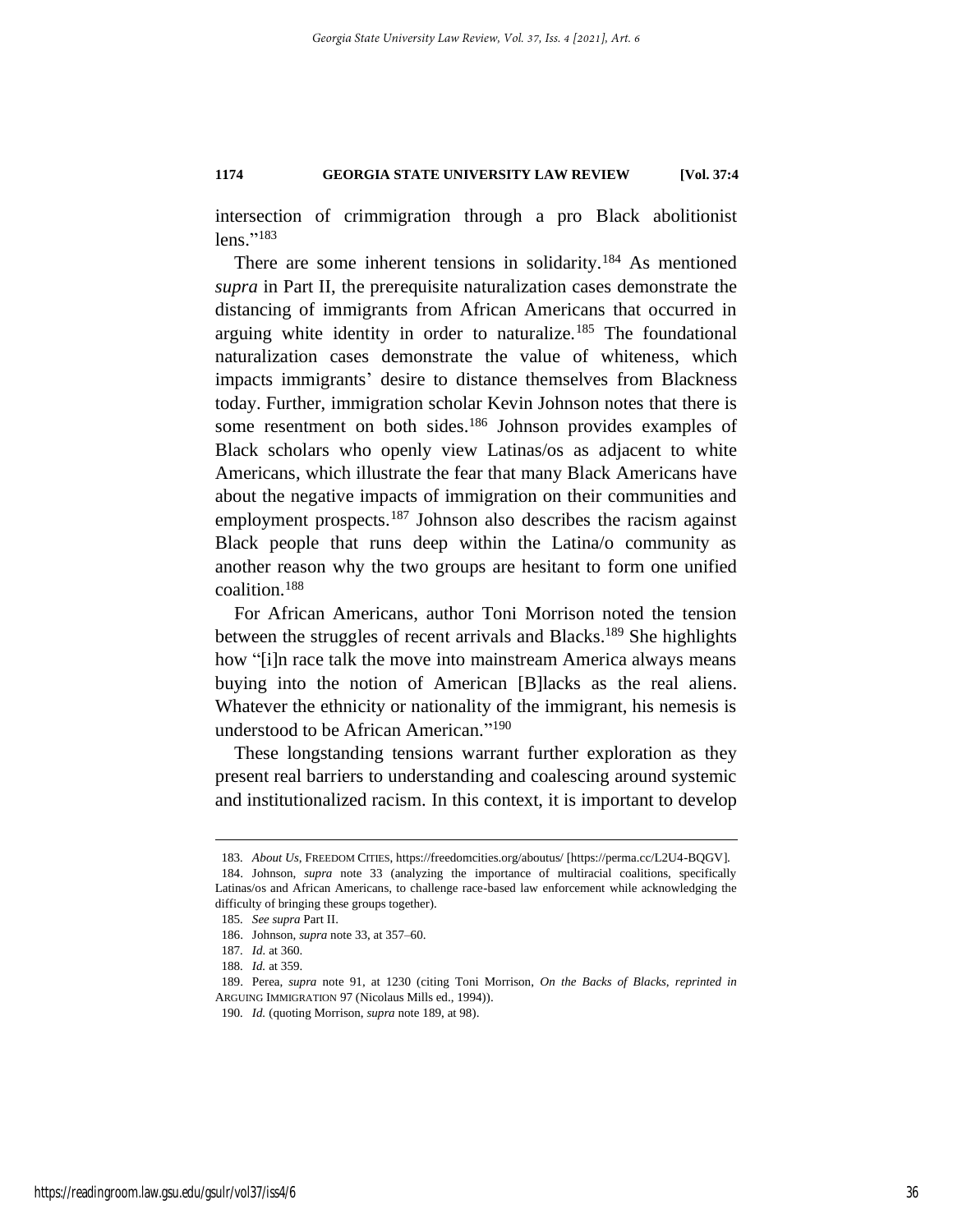intersection of crimmigration through a pro Black abolitionist lens."[183]

There are some inherent tensions in solidarity.[184] As mentioned *supra* in Part II, the prerequisite naturalization cases demonstrate the distancing of immigrants from African Americans that occurred in arguing white identity in order to naturalize.[185] The foundational naturalization cases demonstrate the value of whiteness, which impacts immigrants' desire to distance themselves from Blackness today. Further, immigration scholar Kevin Johnson notes that there is some resentment on both sides.[186] Johnson provides examples of Black scholars who openly view Latinas/os as adjacent to white Americans, which illustrate the fear that many Black Americans have about the negative impacts of immigration on their communities and employment prospects.[187] Johnson also describes the racism against Black people that runs deep within the Latina/o community as another reason why the two groups are hesitant to form one unified coalition.[188]

For African Americans, author Toni Morrison noted the tension between the struggles of recent arrivals and Blacks.[189] She highlights how "[i]n race talk the move into mainstream America always means buying into the notion of American [B]lacks as the real aliens. Whatever the ethnicity or nationality of the immigrant, his nemesis is understood to be African American."[190]

These longstanding tensions warrant further exploration as they present real barriers to understanding and coalescing around systemic and institutionalized racism. In this context, it is important to develop

---

183. *About Us*, FREEDOM CITIES, https://freedomcities.org/aboutus/ [https://perma.cc/L2U4-BQGV].

184. Johnson, *supra* note 33 (analyzing the importance of multiracial coalitions, specifically Latinas/os and African Americans, to challenge race-based law enforcement while acknowledging the difficulty of bringing these groups together).

185. *See supra* Part II.

186. Johnson, *supra* note 33, at 357–60.

187. *Id.* at 360.

188. *Id.* at 359.

189. Perea, *supra* note 91, at 1230 (citing Toni Morrison, *On the Backs of Blacks*, *reprinted in* ARGUING IMMIGRATION 97 (Nicolaus Mills ed., 1994)).

190. *Id.* (quoting Morrison, *supra* note 189, at 98).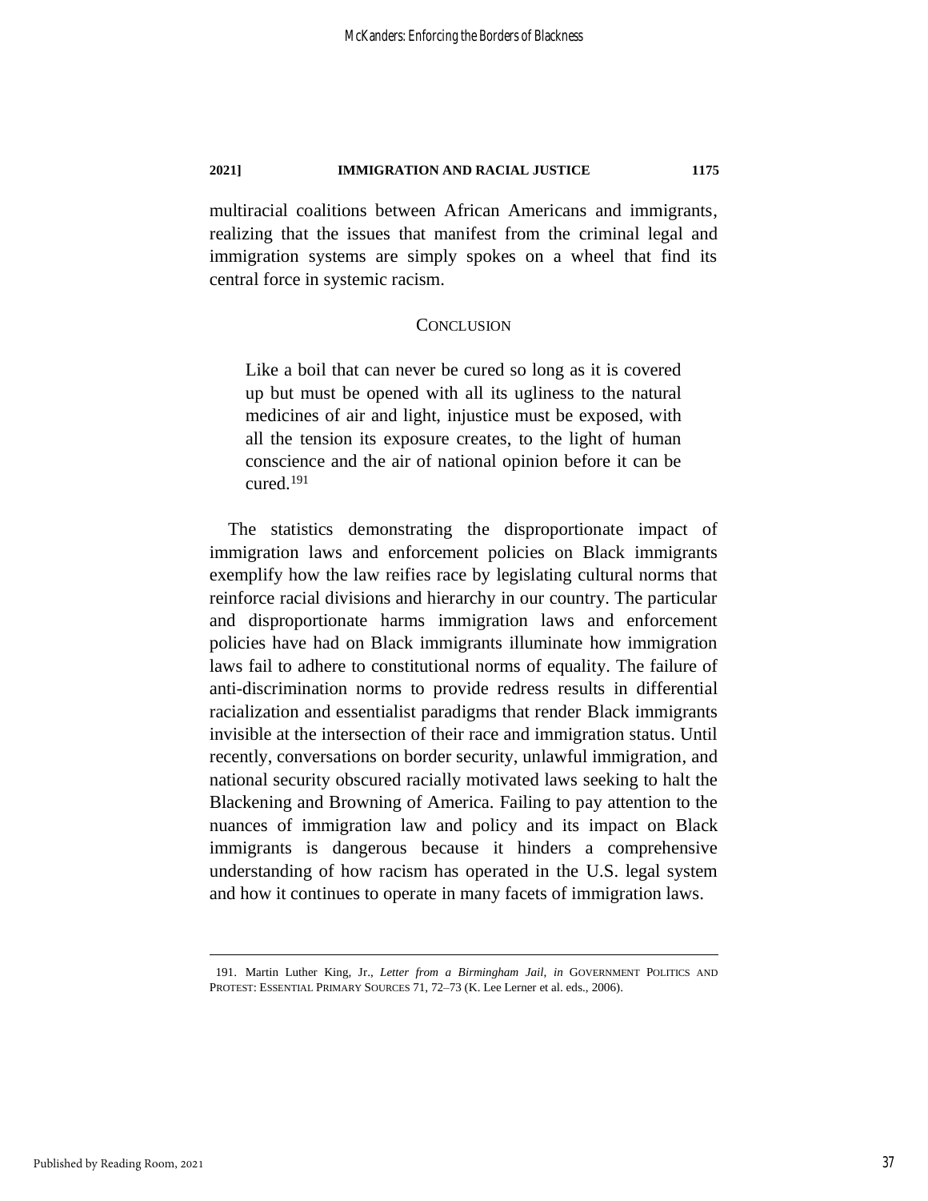multiracial coalitions between African Americans and immigrants, realizing that the issues that manifest from the criminal legal and immigration systems are simply spokes on a wheel that find its central force in systemic racism.

## CONCLUSION

> Like a boil that can never be cured so long as it is covered up but must be opened with all its ugliness to the natural medicines of air and light, injustice must be exposed, with all the tension its exposure creates, to the light of human conscience and the air of national opinion before it can be cured.[191]

The statistics demonstrating the disproportionate impact of immigration laws and enforcement policies on Black immigrants exemplify how the law reifies race by legislating cultural norms that reinforce racial divisions and hierarchy in our country. The particular and disproportionate harms immigration laws and enforcement policies have had on Black immigrants illuminate how immigration laws fail to adhere to constitutional norms of equality. The failure of anti-discrimination norms to provide redress results in differential racialization and essentialist paradigms that render Black immigrants invisible at the intersection of their race and immigration status. Until recently, conversations on border security, unlawful immigration, and national security obscured racially motivated laws seeking to halt the Blackening and Browning of America. Failing to pay attention to the nuances of immigration law and policy and its impact on Black immigrants is dangerous because it hinders a comprehensive understanding of how racism has operated in the U.S. legal system and how it continues to operate in many facets of immigration laws.

---

191. Martin Luther King, Jr., *Letter from a Birmingham Jail*, *in* GOVERNMENT POLITICS AND PROTEST: ESSENTIAL PRIMARY SOURCES 71, 72–73 (K. Lee Lerner et al. eds., 2006).